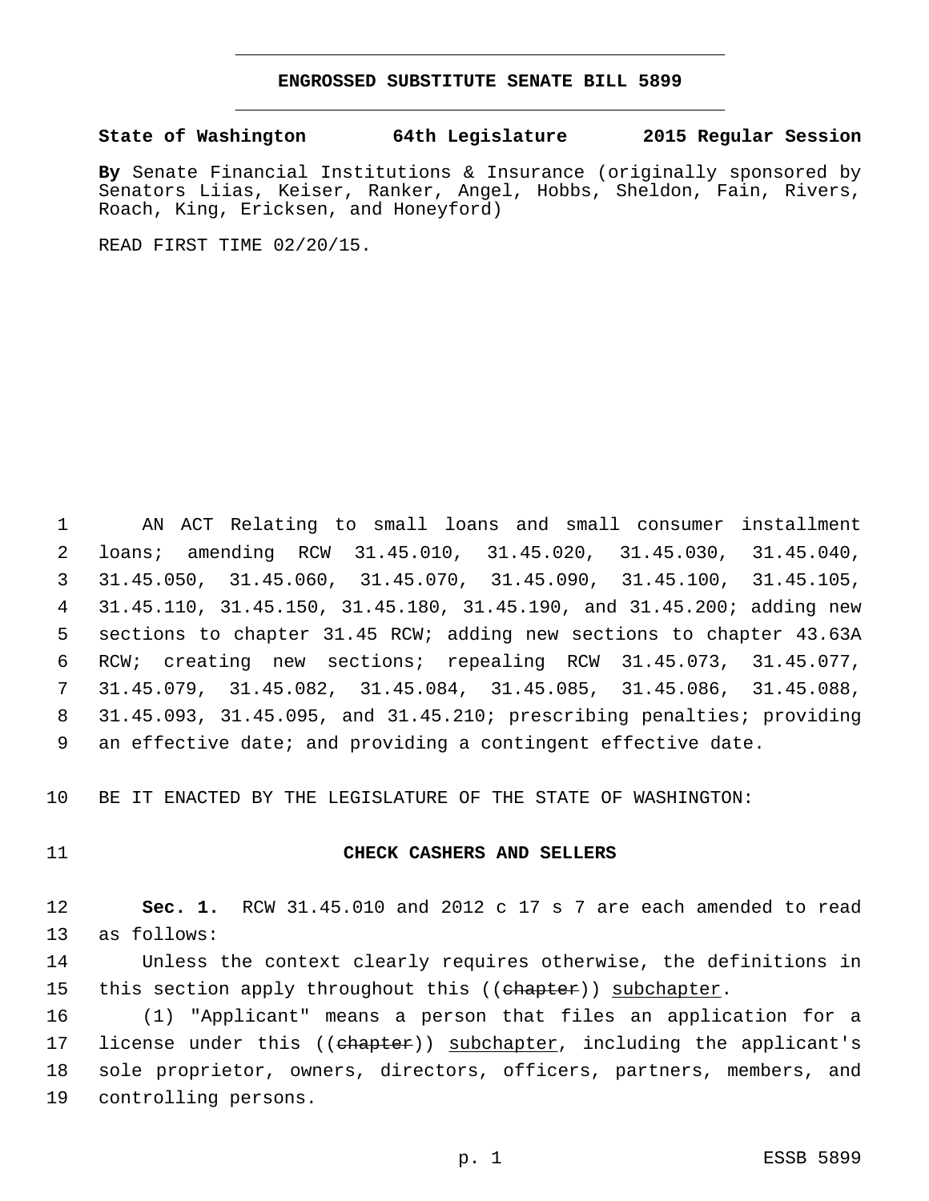# ENGROSSED SUBSTITUTE SENATE BILL 5899

**State of Washington 64th Legislature 2015 Regular Session**

**By** Senate Financial Institutions & Insurance (originally sponsored by Senators Liias, Keiser, Ranker, Angel, Hobbs, Sheldon, Fain, Rivers, Roach, King, Ericksen, and Honeyford)

READ FIRST TIME 02/20/15.

1 AN ACT Relating to small loans and small consumer installment
2 loans; amending RCW 31.45.010, 31.45.020, 31.45.030, 31.45.040,
3 31.45.050, 31.45.060, 31.45.070, 31.45.090, 31.45.100, 31.45.105,
4 31.45.110, 31.45.150, 31.45.180, 31.45.190, and 31.45.200; adding new
5 sections to chapter 31.45 RCW; adding new sections to chapter 43.63A
6 RCW; creating new sections; repealing RCW 31.45.073, 31.45.077,
7 31.45.079, 31.45.082, 31.45.084, 31.45.085, 31.45.086, 31.45.088,
8 31.45.093, 31.45.095, and 31.45.210; prescribing penalties; providing
9 an effective date; and providing a contingent effective date.

10 BE IT ENACTED BY THE LEGISLATURE OF THE STATE OF WASHINGTON:

11 **CHECK CASHERS AND SELLERS**

12 **Sec. 1.** RCW 31.45.010 and 2012 c 17 s 7 are each amended to read
13 as follows:

14 Unless the context clearly requires otherwise, the definitions in
15 this section apply throughout this ((~~chapter~~)) <u>subchapter</u>.

16 (1) "Applicant" means a person that files an application for a
17 license under this ((~~chapter~~)) <u>subchapter</u>, including the applicant's
18 sole proprietor, owners, directors, officers, partners, members, and
19 controlling persons.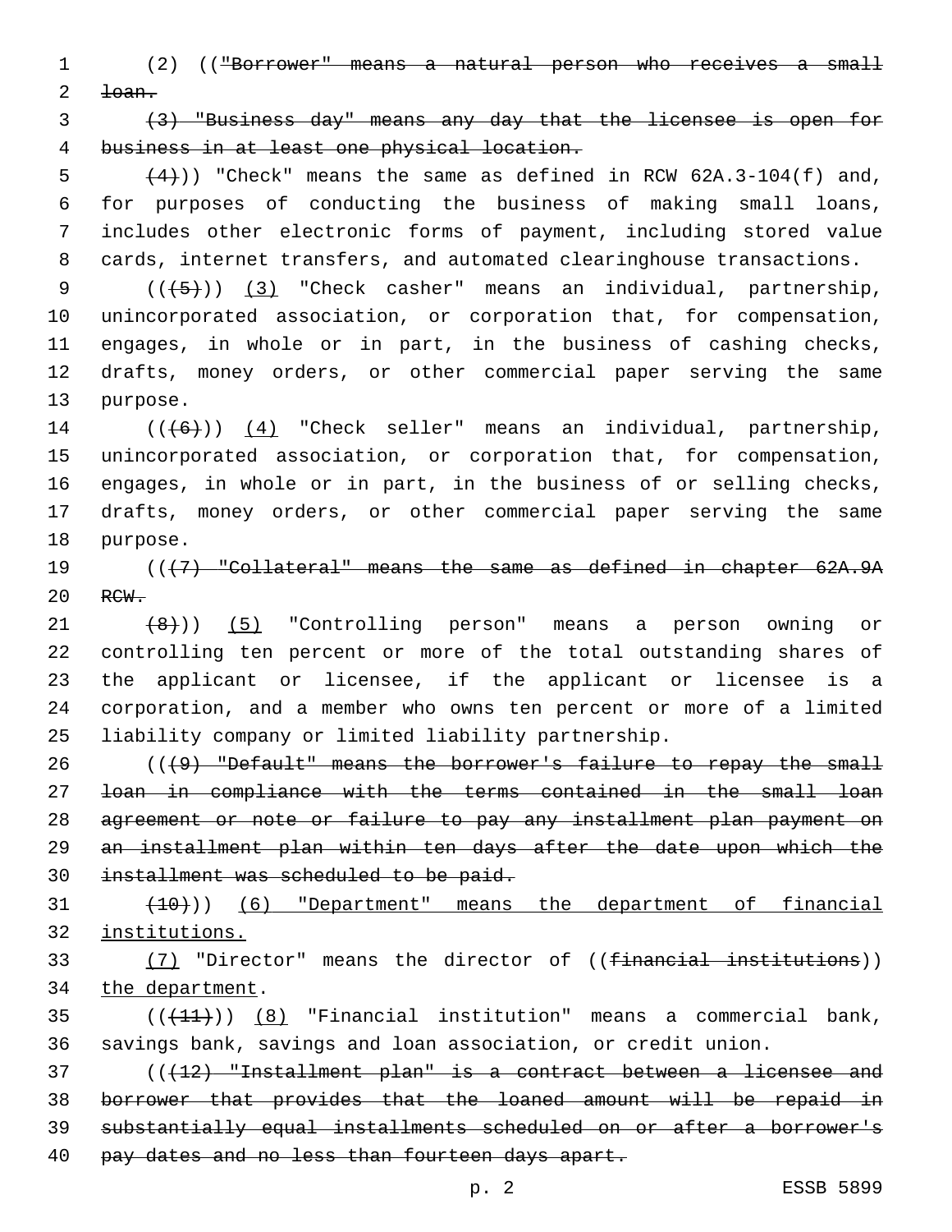(2) ((~~"Borrower" means a natural person who receives a small loan.~~

~~(3) "Business day" means any day that the licensee is open for business in at least one physical location.~~

~~(4)~~)) "Check" means the same as defined in RCW 62A.3-104(f) and, for purposes of conducting the business of making small loans, includes other electronic forms of payment, including stored value cards, internet transfers, and automated clearinghouse transactions.

((~~(5)~~)) <u>(3)</u> "Check casher" means an individual, partnership, unincorporated association, or corporation that, for compensation, engages, in whole or in part, in the business of cashing checks, drafts, money orders, or other commercial paper serving the same purpose.

((~~(6)~~)) <u>(4)</u> "Check seller" means an individual, partnership, unincorporated association, or corporation that, for compensation, engages, in whole or in part, in the business of or selling checks, drafts, money orders, or other commercial paper serving the same purpose.

((~~(7) "Collateral" means the same as defined in chapter 62A.9A RCW.~~

~~(8)~~)) <u>(5)</u> "Controlling person" means a person owning or controlling ten percent or more of the total outstanding shares of the applicant or licensee, if the applicant or licensee is a corporation, and a member who owns ten percent or more of a limited liability company or limited liability partnership.

((~~(9) "Default" means the borrower's failure to repay the small loan in compliance with the terms contained in the small loan agreement or note or failure to pay any installment plan payment on an installment plan within ten days after the date upon which the installment was scheduled to be paid.~~

~~(10)~~)) <u>(6) "Department" means the department of financial institutions.</u>

<u>(7)</u> "Director" means the director of ((~~financial institutions~~)) <u>the department</u>.

((~~(11)~~)) <u>(8)</u> "Financial institution" means a commercial bank, savings bank, savings and loan association, or credit union.

((~~(12) "Installment plan" is a contract between a licensee and borrower that provides that the loaned amount will be repaid in substantially equal installments scheduled on or after a borrower's pay dates and no less than fourteen days apart.~~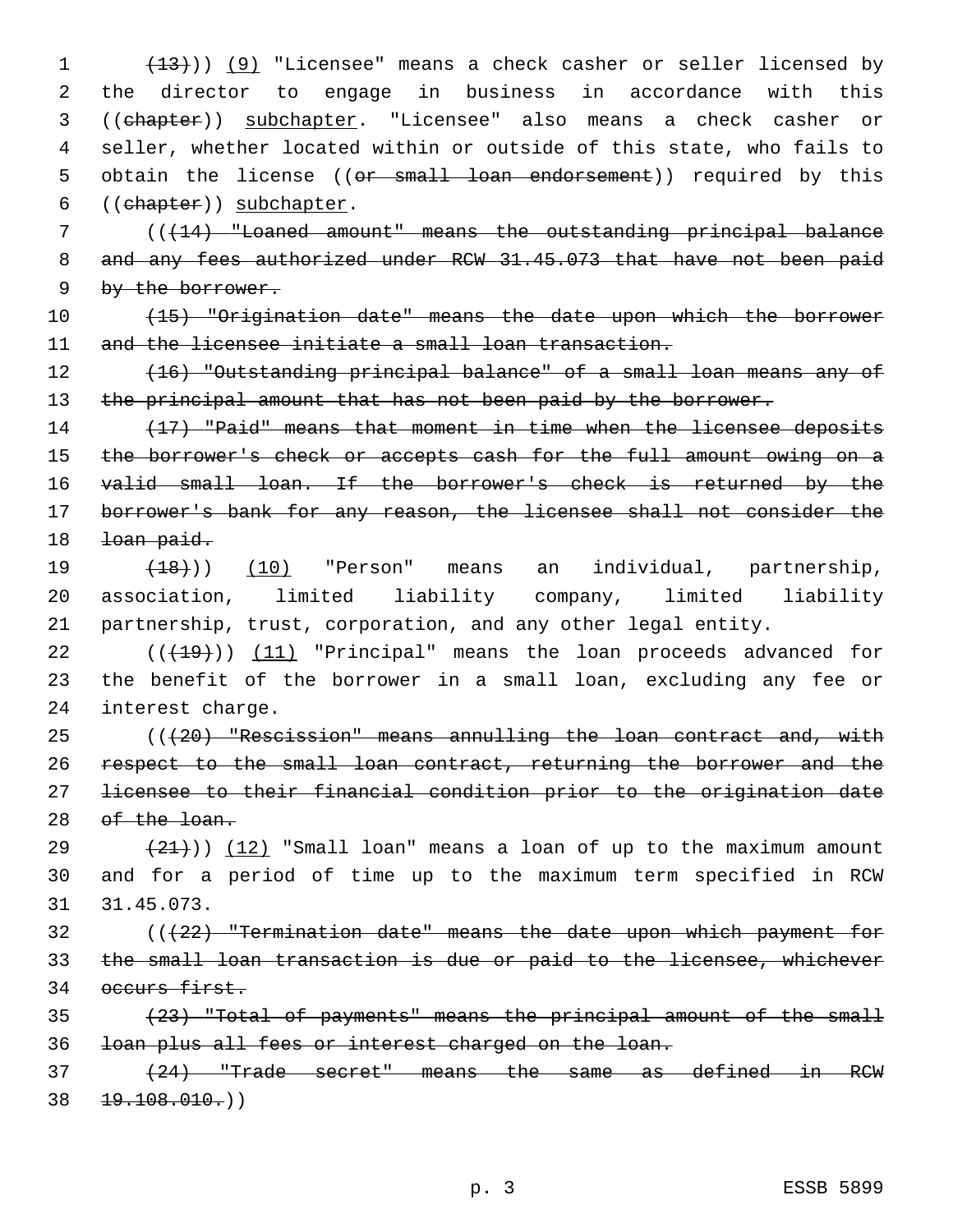((~~(13)~~)) <u>(9)</u> "Licensee" means a check casher or seller licensed by the director to engage in business in accordance with this ((~~chapter~~)) <u>subchapter</u>. "Licensee" also means a check casher or seller, whether located within or outside of this state, who fails to obtain the license ((~~or small loan endorsement~~)) required by this ((~~chapter~~)) <u>subchapter</u>.

((~~(14) "Loaned amount" means the outstanding principal balance and any fees authorized under RCW 31.45.073 that have not been paid by the borrower.~~

~~(15) "Origination date" means the date upon which the borrower and the licensee initiate a small loan transaction.~~

~~(16) "Outstanding principal balance" of a small loan means any of the principal amount that has not been paid by the borrower.~~

~~(17) "Paid" means that moment in time when the licensee deposits the borrower's check or accepts cash for the full amount owing on a valid small loan. If the borrower's check is returned by the borrower's bank for any reason, the licensee shall not consider the loan paid.~~

~~(18)~~)) <u>(10)</u> "Person" means an individual, partnership, association, limited liability company, limited liability partnership, trust, corporation, and any other legal entity.

((~~(19)~~)) <u>(11)</u> "Principal" means the loan proceeds advanced for the benefit of the borrower in a small loan, excluding any fee or interest charge.

((~~(20) "Rescission" means annulling the loan contract and, with respect to the small loan contract, returning the borrower and the licensee to their financial condition prior to the origination date of the loan.~~

~~(21)~~)) <u>(12)</u> "Small loan" means a loan of up to the maximum amount and for a period of time up to the maximum term specified in RCW 31.45.073.

((~~(22) "Termination date" means the date upon which payment for the small loan transaction is due or paid to the licensee, whichever occurs first.~~

~~(23) "Total of payments" means the principal amount of the small loan plus all fees or interest charged on the loan.~~

~~(24) "Trade secret" means the same as defined in RCW 19.108.010.~~))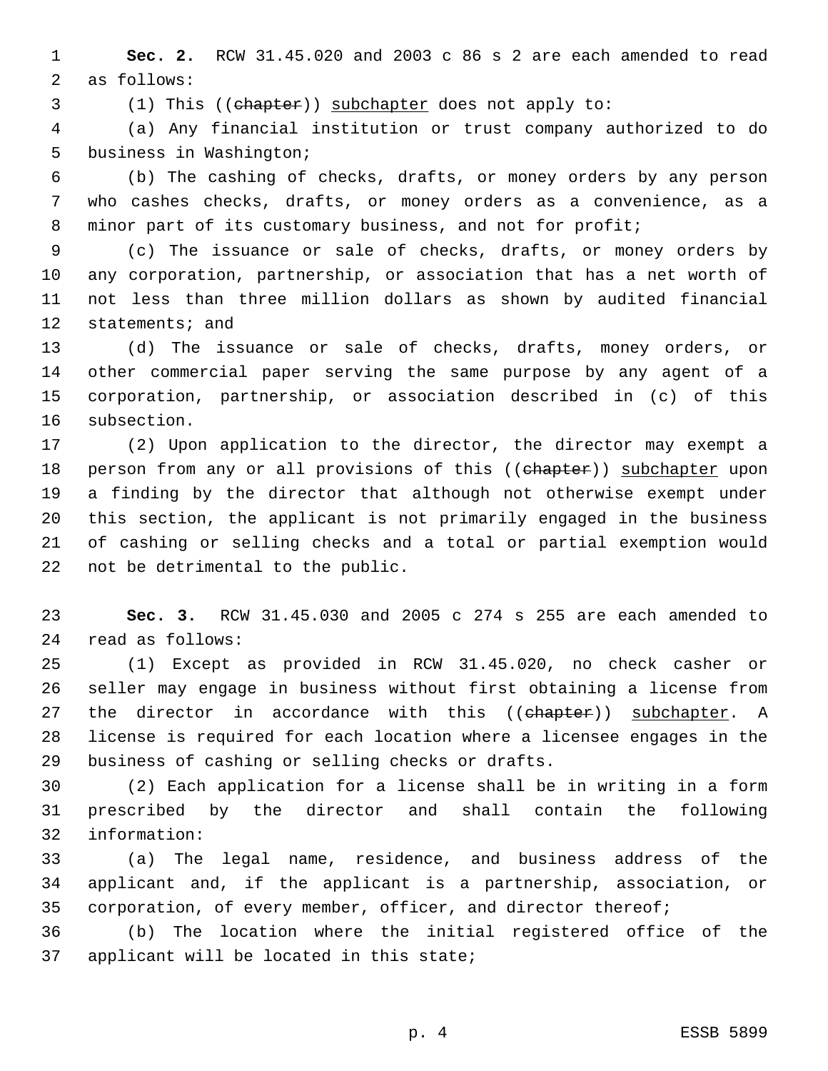**Sec. 2.** RCW 31.45.020 and 2003 c 86 s 2 are each amended to read as follows:

(1) This ((~~chapter~~)) <u>subchapter</u> does not apply to:

(a) Any financial institution or trust company authorized to do business in Washington;

(b) The cashing of checks, drafts, or money orders by any person who cashes checks, drafts, or money orders as a convenience, as a minor part of its customary business, and not for profit;

(c) The issuance or sale of checks, drafts, or money orders by any corporation, partnership, or association that has a net worth of not less than three million dollars as shown by audited financial statements; and

(d) The issuance or sale of checks, drafts, money orders, or other commercial paper serving the same purpose by any agent of a corporation, partnership, or association described in (c) of this subsection.

(2) Upon application to the director, the director may exempt a person from any or all provisions of this ((~~chapter~~)) <u>subchapter</u> upon a finding by the director that although not otherwise exempt under this section, the applicant is not primarily engaged in the business of cashing or selling checks and a total or partial exemption would not be detrimental to the public.

**Sec. 3.** RCW 31.45.030 and 2005 c 274 s 255 are each amended to read as follows:

(1) Except as provided in RCW 31.45.020, no check casher or seller may engage in business without first obtaining a license from the director in accordance with this ((~~chapter~~)) <u>subchapter</u>. A license is required for each location where a licensee engages in the business of cashing or selling checks or drafts.

(2) Each application for a license shall be in writing in a form prescribed by the director and shall contain the following information:

(a) The legal name, residence, and business address of the applicant and, if the applicant is a partnership, association, or corporation, of every member, officer, and director thereof;

(b) The location where the initial registered office of the applicant will be located in this state;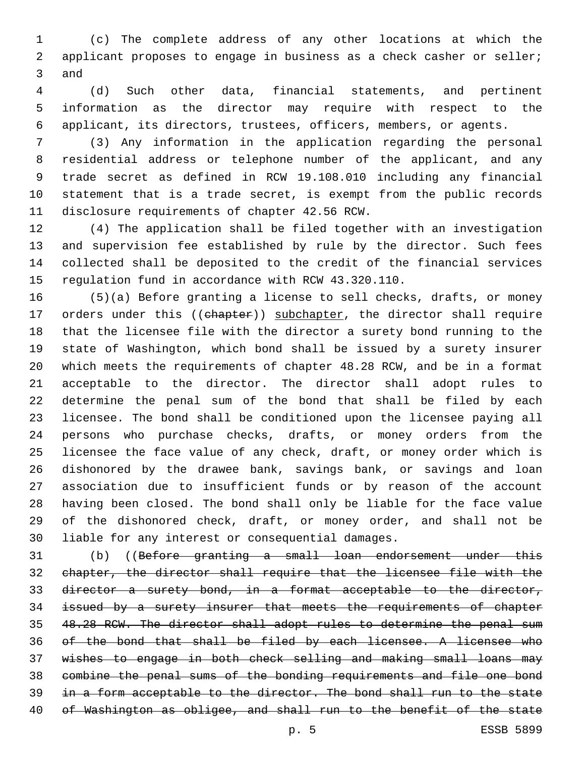(c) The complete address of any other locations at which the applicant proposes to engage in business as a check casher or seller; and

(d) Such other data, financial statements, and pertinent information as the director may require with respect to the applicant, its directors, trustees, officers, members, or agents.

(3) Any information in the application regarding the personal residential address or telephone number of the applicant, and any trade secret as defined in RCW 19.108.010 including any financial statement that is a trade secret, is exempt from the public records disclosure requirements of chapter 42.56 RCW.

(4) The application shall be filed together with an investigation and supervision fee established by rule by the director. Such fees collected shall be deposited to the credit of the financial services regulation fund in accordance with RCW 43.320.110.

(5)(a) Before granting a license to sell checks, drafts, or money orders under this ((~~chapter~~)) <u>subchapter</u>, the director shall require that the licensee file with the director a surety bond running to the state of Washington, which bond shall be issued by a surety insurer which meets the requirements of chapter 48.28 RCW, and be in a format acceptable to the director. The director shall adopt rules to determine the penal sum of the bond that shall be filed by each licensee. The bond shall be conditioned upon the licensee paying all persons who purchase checks, drafts, or money orders from the licensee the face value of any check, draft, or money order which is dishonored by the drawee bank, savings bank, or savings and loan association due to insufficient funds or by reason of the account having been closed. The bond shall only be liable for the face value of the dishonored check, draft, or money order, and shall not be liable for any interest or consequential damages.

(b) ((~~Before granting a small loan endorsement under this chapter, the director shall require that the licensee file with the director a surety bond, in a format acceptable to the director, issued by a surety insurer that meets the requirements of chapter 48.28 RCW. The director shall adopt rules to determine the penal sum of the bond that shall be filed by each licensee. A licensee who wishes to engage in both check selling and making small loans may combine the penal sums of the bonding requirements and file one bond in a form acceptable to the director. The bond shall run to the state of Washington as obligee, and shall run to the benefit of the state~~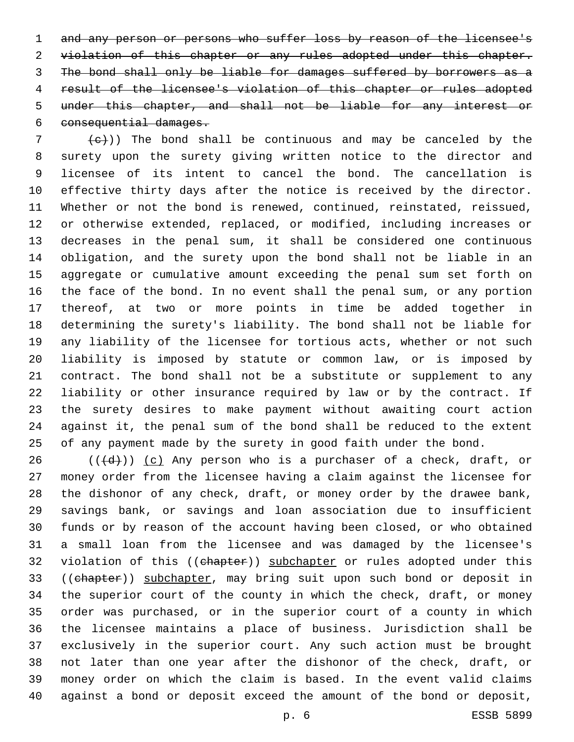~~and any person or persons who suffer loss by reason of the licensee's violation of this chapter or any rules adopted under this chapter. The bond shall only be liable for damages suffered by borrowers as a result of the licensee's violation of this chapter or rules adopted under this chapter, and shall not be liable for any interest or consequential damages.~~

~~(c)~~)) The bond shall be continuous and may be canceled by the surety upon the surety giving written notice to the director and licensee of its intent to cancel the bond. The cancellation is effective thirty days after the notice is received by the director. Whether or not the bond is renewed, continued, reinstated, reissued, or otherwise extended, replaced, or modified, including increases or decreases in the penal sum, it shall be considered one continuous obligation, and the surety upon the bond shall not be liable in an aggregate or cumulative amount exceeding the penal sum set forth on the face of the bond. In no event shall the penal sum, or any portion thereof, at two or more points in time be added together in determining the surety's liability. The bond shall not be liable for any liability of the licensee for tortious acts, whether or not such liability is imposed by statute or common law, or is imposed by contract. The bond shall not be a substitute or supplement to any liability or other insurance required by law or by the contract. If the surety desires to make payment without awaiting court action against it, the penal sum of the bond shall be reduced to the extent of any payment made by the surety in good faith under the bond.

((~~(d)~~)) <u>(c)</u> Any person who is a purchaser of a check, draft, or money order from the licensee having a claim against the licensee for the dishonor of any check, draft, or money order by the drawee bank, savings bank, or savings and loan association due to insufficient funds or by reason of the account having been closed, or who obtained a small loan from the licensee and was damaged by the licensee's violation of this ((~~chapter~~)) <u>subchapter</u> or rules adopted under this ((~~chapter~~)) <u>subchapter</u>, may bring suit upon such bond or deposit in the superior court of the county in which the check, draft, or money order was purchased, or in the superior court of a county in which the licensee maintains a place of business. Jurisdiction shall be exclusively in the superior court. Any such action must be brought not later than one year after the dishonor of the check, draft, or money order on which the claim is based. In the event valid claims against a bond or deposit exceed the amount of the bond or deposit,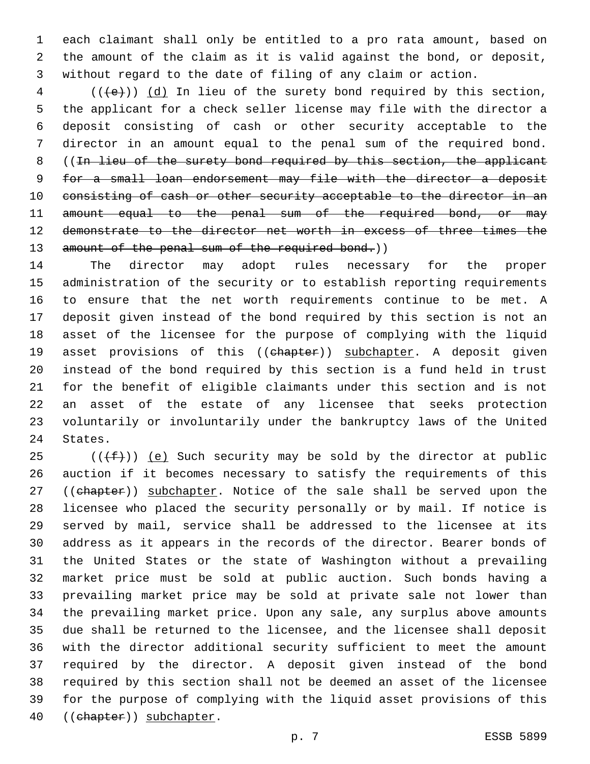each claimant shall only be entitled to a pro rata amount, based on the amount of the claim as it is valid against the bond, or deposit, without regard to the date of filing of any claim or action.

(((e))) (d) In lieu of the surety bond required by this section, the applicant for a check seller license may file with the director a deposit consisting of cash or other security acceptable to the director in an amount equal to the penal sum of the required bond. ((In lieu of the surety bond required by this section, the applicant for a small loan endorsement may file with the director a deposit consisting of cash or other security acceptable to the director in an amount equal to the penal sum of the required bond, or may demonstrate to the director net worth in excess of three times the amount of the penal sum of the required bond.))

The director may adopt rules necessary for the proper administration of the security or to establish reporting requirements to ensure that the net worth requirements continue to be met. A deposit given instead of the bond required by this section is not an asset of the licensee for the purpose of complying with the liquid asset provisions of this ((chapter)) subchapter. A deposit given instead of the bond required by this section is a fund held in trust for the benefit of eligible claimants under this section and is not an asset of the estate of any licensee that seeks protection voluntarily or involuntarily under the bankruptcy laws of the United States.

(((f))) (e) Such security may be sold by the director at public auction if it becomes necessary to satisfy the requirements of this ((chapter)) subchapter. Notice of the sale shall be served upon the licensee who placed the security personally or by mail. If notice is served by mail, service shall be addressed to the licensee at its address as it appears in the records of the director. Bearer bonds of the United States or the state of Washington without a prevailing market price must be sold at public auction. Such bonds having a prevailing market price may be sold at private sale not lower than the prevailing market price. Upon any sale, any surplus above amounts due shall be returned to the licensee, and the licensee shall deposit with the director additional security sufficient to meet the amount required by the director. A deposit given instead of the bond required by this section shall not be deemed an asset of the licensee for the purpose of complying with the liquid asset provisions of this ((chapter)) subchapter.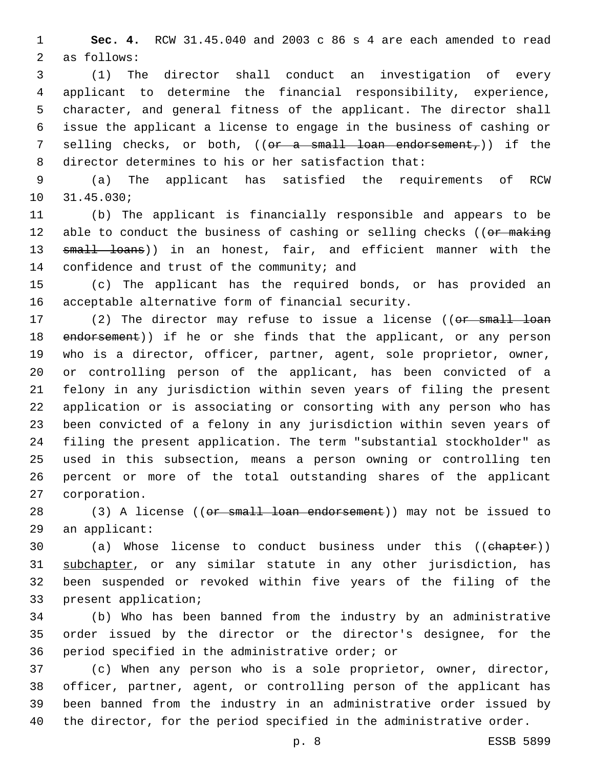**Sec. 4.** RCW 31.45.040 and 2003 c 86 s 4 are each amended to read as follows:

(1) The director shall conduct an investigation of every applicant to determine the financial responsibility, experience, character, and general fitness of the applicant. The director shall issue the applicant a license to engage in the business of cashing or selling checks, or both, ((~~or a small loan endorsement,~~)) if the director determines to his or her satisfaction that:

(a) The applicant has satisfied the requirements of RCW 31.45.030;

(b) The applicant is financially responsible and appears to be able to conduct the business of cashing or selling checks ((~~or making small loans~~)) in an honest, fair, and efficient manner with the confidence and trust of the community; and

(c) The applicant has the required bonds, or has provided an acceptable alternative form of financial security.

(2) The director may refuse to issue a license ((~~or small loan endorsement~~)) if he or she finds that the applicant, or any person who is a director, officer, partner, agent, sole proprietor, owner, or controlling person of the applicant, has been convicted of a felony in any jurisdiction within seven years of filing the present application or is associating or consorting with any person who has been convicted of a felony in any jurisdiction within seven years of filing the present application. The term "substantial stockholder" as used in this subsection, means a person owning or controlling ten percent or more of the total outstanding shares of the applicant corporation.

(3) A license ((~~or small loan endorsement~~)) may not be issued to an applicant:

(a) Whose license to conduct business under this ((~~chapter~~)) <u>subchapter</u>, or any similar statute in any other jurisdiction, has been suspended or revoked within five years of the filing of the present application;

(b) Who has been banned from the industry by an administrative order issued by the director or the director's designee, for the period specified in the administrative order; or

(c) When any person who is a sole proprietor, owner, director, officer, partner, agent, or controlling person of the applicant has been banned from the industry in an administrative order issued by the director, for the period specified in the administrative order.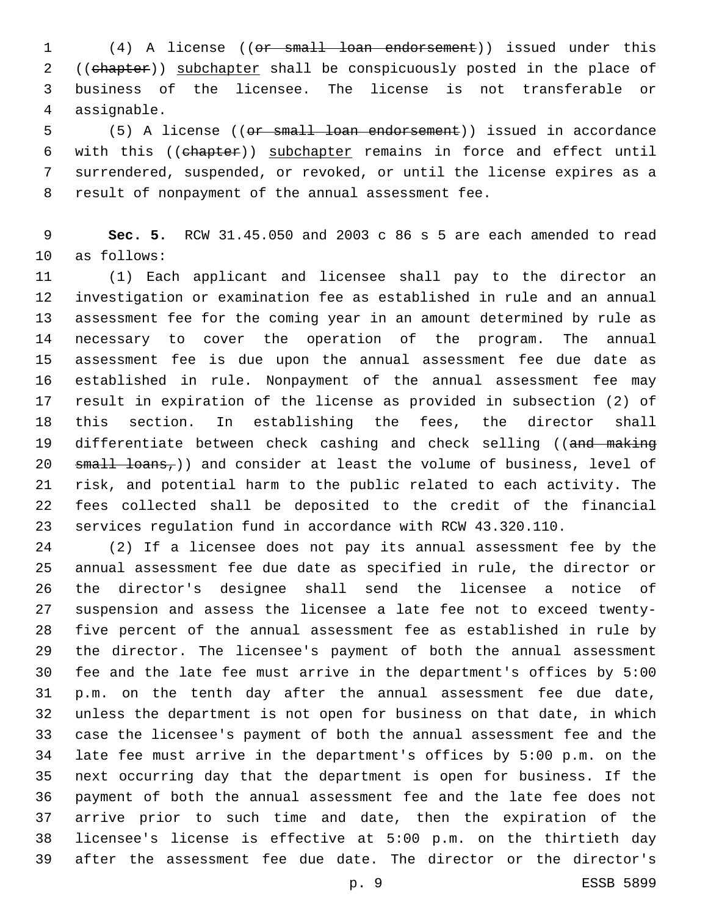(4) A license ((~~or small loan endorsement~~)) issued under this ((~~chapter~~)) <u>subchapter</u> shall be conspicuously posted in the place of business of the licensee. The license is not transferable or assignable.

(5) A license ((~~or small loan endorsement~~)) issued in accordance with this ((~~chapter~~)) <u>subchapter</u> remains in force and effect until surrendered, suspended, or revoked, or until the license expires as a result of nonpayment of the annual assessment fee.

**Sec. 5.** RCW 31.45.050 and 2003 c 86 s 5 are each amended to read as follows:

(1) Each applicant and licensee shall pay to the director an investigation or examination fee as established in rule and an annual assessment fee for the coming year in an amount determined by rule as necessary to cover the operation of the program. The annual assessment fee is due upon the annual assessment fee due date as established in rule. Nonpayment of the annual assessment fee may result in expiration of the license as provided in subsection (2) of this section. In establishing the fees, the director shall differentiate between check cashing and check selling ((~~and making small loans,~~)) and consider at least the volume of business, level of risk, and potential harm to the public related to each activity. The fees collected shall be deposited to the credit of the financial services regulation fund in accordance with RCW 43.320.110.

(2) If a licensee does not pay its annual assessment fee by the annual assessment fee due date as specified in rule, the director or the director's designee shall send the licensee a notice of suspension and assess the licensee a late fee not to exceed twenty-five percent of the annual assessment fee as established in rule by the director. The licensee's payment of both the annual assessment fee and the late fee must arrive in the department's offices by 5:00 p.m. on the tenth day after the annual assessment fee due date, unless the department is not open for business on that date, in which case the licensee's payment of both the annual assessment fee and the late fee must arrive in the department's offices by 5:00 p.m. on the next occurring day that the department is open for business. If the payment of both the annual assessment fee and the late fee does not arrive prior to such time and date, then the expiration of the licensee's license is effective at 5:00 p.m. on the thirtieth day after the assessment fee due date. The director or the director's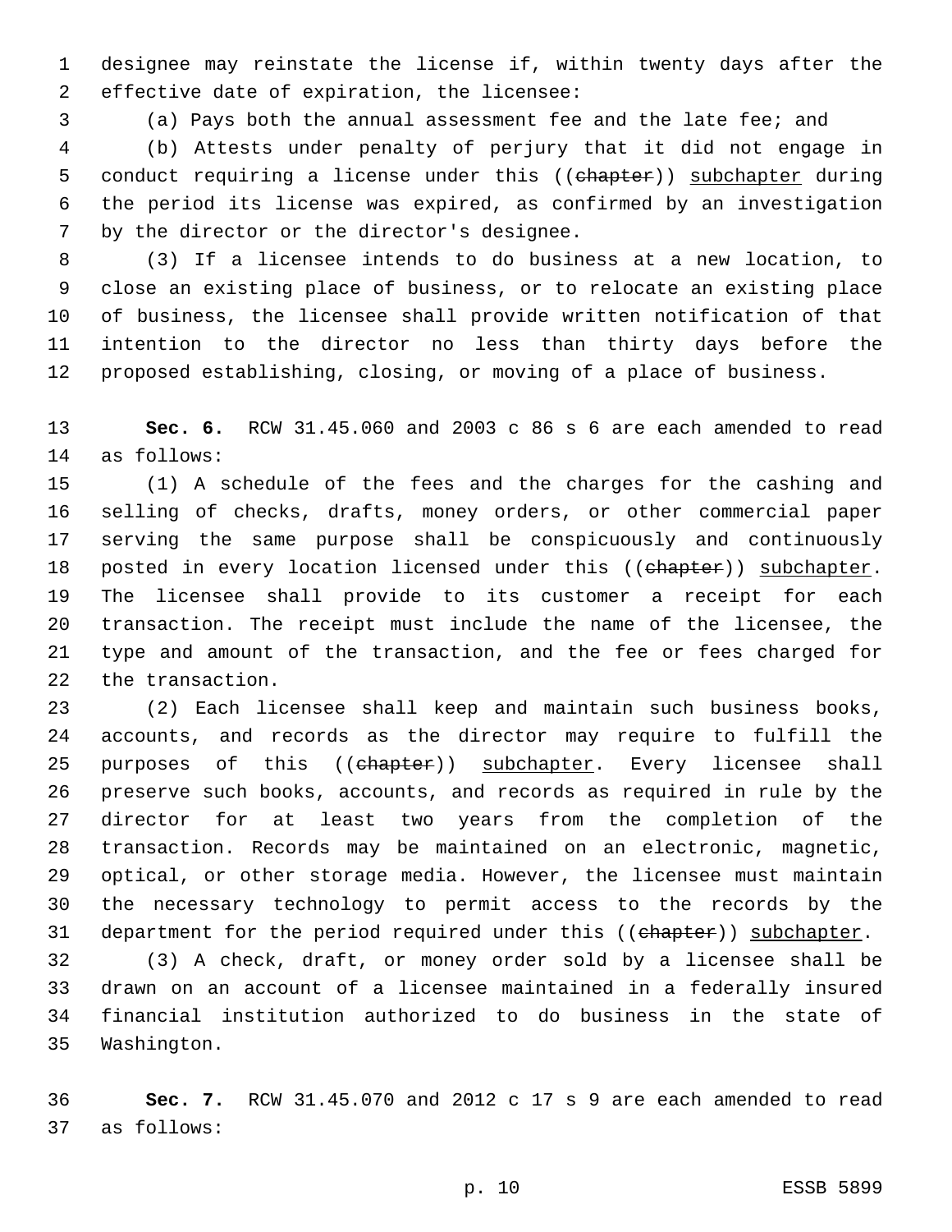designee may reinstate the license if, within twenty days after the effective date of expiration, the licensee:

(a) Pays both the annual assessment fee and the late fee; and

(b) Attests under penalty of perjury that it did not engage in conduct requiring a license under this ((~~chapter~~)) <u>subchapter</u> during the period its license was expired, as confirmed by an investigation by the director or the director's designee.

(3) If a licensee intends to do business at a new location, to close an existing place of business, or to relocate an existing place of business, the licensee shall provide written notification of that intention to the director no less than thirty days before the proposed establishing, closing, or moving of a place of business.

**Sec. 6.** RCW 31.45.060 and 2003 c 86 s 6 are each amended to read as follows:

(1) A schedule of the fees and the charges for the cashing and selling of checks, drafts, money orders, or other commercial paper serving the same purpose shall be conspicuously and continuously posted in every location licensed under this ((~~chapter~~)) <u>subchapter</u>. The licensee shall provide to its customer a receipt for each transaction. The receipt must include the name of the licensee, the type and amount of the transaction, and the fee or fees charged for the transaction.

(2) Each licensee shall keep and maintain such business books, accounts, and records as the director may require to fulfill the purposes of this ((~~chapter~~)) <u>subchapter</u>. Every licensee shall preserve such books, accounts, and records as required in rule by the director for at least two years from the completion of the transaction. Records may be maintained on an electronic, magnetic, optical, or other storage media. However, the licensee must maintain the necessary technology to permit access to the records by the department for the period required under this ((~~chapter~~)) <u>subchapter</u>.

(3) A check, draft, or money order sold by a licensee shall be drawn on an account of a licensee maintained in a federally insured financial institution authorized to do business in the state of Washington.

**Sec. 7.** RCW 31.45.070 and 2012 c 17 s 9 are each amended to read as follows: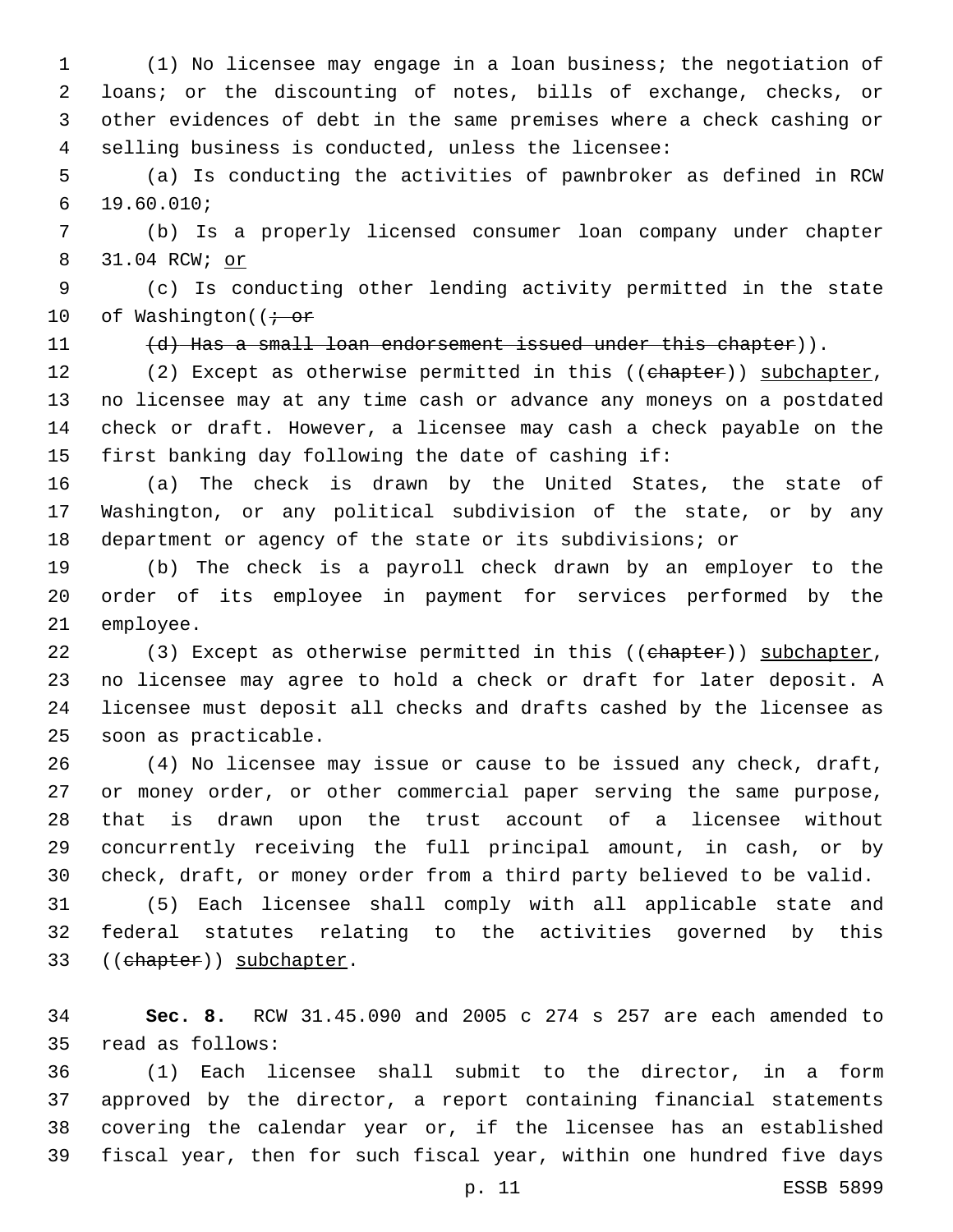(1) No licensee may engage in a loan business; the negotiation of loans; or the discounting of notes, bills of exchange, checks, or other evidences of debt in the same premises where a check cashing or selling business is conducted, unless the licensee:

(a) Is conducting the activities of pawnbroker as defined in RCW 19.60.010;

(b) Is a properly licensed consumer loan company under chapter 31.04 RCW; or

(c) Is conducting other lending activity permitted in the state of Washington((; or

(d) Has a small loan endorsement issued under this chapter)).

(2) Except as otherwise permitted in this ((chapter)) subchapter, no licensee may at any time cash or advance any moneys on a postdated check or draft. However, a licensee may cash a check payable on the first banking day following the date of cashing if:

(a) The check is drawn by the United States, the state of Washington, or any political subdivision of the state, or by any department or agency of the state or its subdivisions; or

(b) The check is a payroll check drawn by an employer to the order of its employee in payment for services performed by the employee.

(3) Except as otherwise permitted in this ((chapter)) subchapter, no licensee may agree to hold a check or draft for later deposit. A licensee must deposit all checks and drafts cashed by the licensee as soon as practicable.

(4) No licensee may issue or cause to be issued any check, draft, or money order, or other commercial paper serving the same purpose, that is drawn upon the trust account of a licensee without concurrently receiving the full principal amount, in cash, or by check, draft, or money order from a third party believed to be valid.

(5) Each licensee shall comply with all applicable state and federal statutes relating to the activities governed by this ((chapter)) subchapter.

**Sec. 8.** RCW 31.45.090 and 2005 c 274 s 257 are each amended to read as follows:

(1) Each licensee shall submit to the director, in a form approved by the director, a report containing financial statements covering the calendar year or, if the licensee has an established fiscal year, then for such fiscal year, within one hundred five days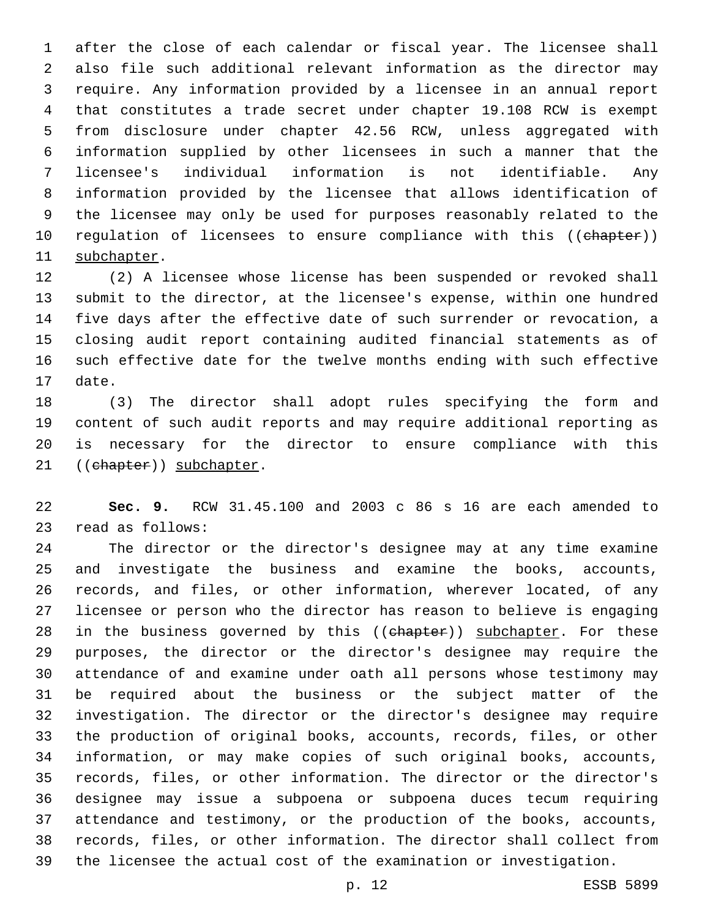after the close of each calendar or fiscal year. The licensee shall also file such additional relevant information as the director may require. Any information provided by a licensee in an annual report that constitutes a trade secret under chapter 19.108 RCW is exempt from disclosure under chapter 42.56 RCW, unless aggregated with information supplied by other licensees in such a manner that the licensee's individual information is not identifiable. Any information provided by the licensee that allows identification of the licensee may only be used for purposes reasonably related to the regulation of licensees to ensure compliance with this ((~~chapter~~)) <u>subchapter</u>.

(2) A licensee whose license has been suspended or revoked shall submit to the director, at the licensee's expense, within one hundred five days after the effective date of such surrender or revocation, a closing audit report containing audited financial statements as of such effective date for the twelve months ending with such effective date.

(3) The director shall adopt rules specifying the form and content of such audit reports and may require additional reporting as is necessary for the director to ensure compliance with this ((~~chapter~~)) <u>subchapter</u>.

**Sec. 9.** RCW 31.45.100 and 2003 c 86 s 16 are each amended to read as follows:

The director or the director's designee may at any time examine and investigate the business and examine the books, accounts, records, and files, or other information, wherever located, of any licensee or person who the director has reason to believe is engaging in the business governed by this ((~~chapter~~)) <u>subchapter</u>. For these purposes, the director or the director's designee may require the attendance of and examine under oath all persons whose testimony may be required about the business or the subject matter of the investigation. The director or the director's designee may require the production of original books, accounts, records, files, or other information, or may make copies of such original books, accounts, records, files, or other information. The director or the director's designee may issue a subpoena or subpoena duces tecum requiring attendance and testimony, or the production of the books, accounts, records, files, or other information. The director shall collect from the licensee the actual cost of the examination or investigation.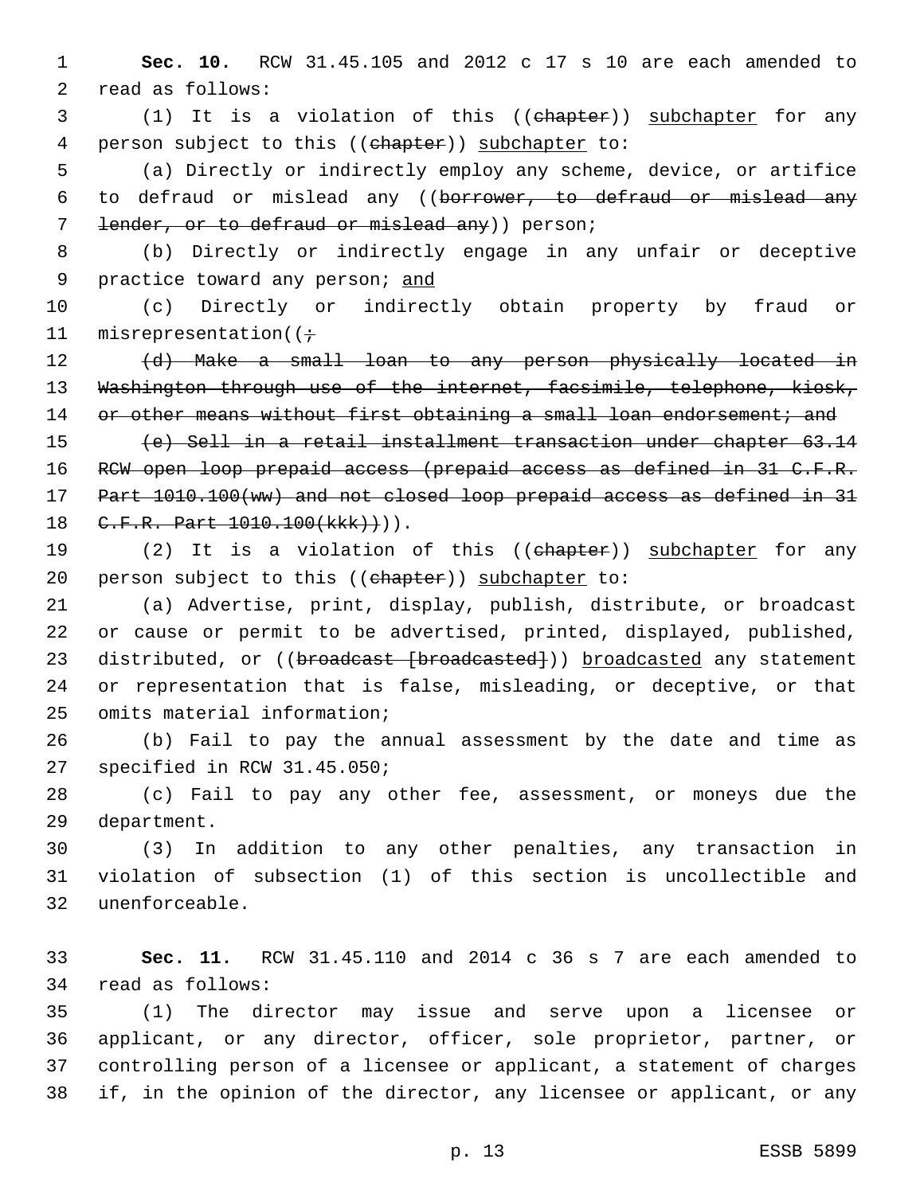**Sec. 10.** RCW 31.45.105 and 2012 c 17 s 10 are each amended to read as follows:

(1) It is a violation of this ((~~chapter~~)) <u>subchapter</u> for any person subject to this ((~~chapter~~)) <u>subchapter</u> to:

(a) Directly or indirectly employ any scheme, device, or artifice to defraud or mislead any ((~~borrower, to defraud or mislead any lender, or to defraud or mislead any~~)) person;

(b) Directly or indirectly engage in any unfair or deceptive practice toward any person; <u>and</u>

(c) Directly or indirectly obtain property by fraud or misrepresentation((~~;~~

~~(d) Make a small loan to any person physically located in Washington through use of the internet, facsimile, telephone, kiosk, or other means without first obtaining a small loan endorsement; and~~

~~(e) Sell in a retail installment transaction under chapter 63.14 RCW open loop prepaid access (prepaid access as defined in 31 C.F.R. Part 1010.100(ww) and not closed loop prepaid access as defined in 31 C.F.R. Part 1010.100(kkk))~~)).

(2) It is a violation of this ((~~chapter~~)) <u>subchapter</u> for any person subject to this ((~~chapter~~)) <u>subchapter</u> to:

(a) Advertise, print, display, publish, distribute, or broadcast or cause or permit to be advertised, printed, displayed, published, distributed, or ((~~broadcast [broadcasted]~~)) <u>broadcasted</u> any statement or representation that is false, misleading, or deceptive, or that omits material information;

(b) Fail to pay the annual assessment by the date and time as specified in RCW 31.45.050;

(c) Fail to pay any other fee, assessment, or moneys due the department.

(3) In addition to any other penalties, any transaction in violation of subsection (1) of this section is uncollectible and unenforceable.

**Sec. 11.** RCW 31.45.110 and 2014 c 36 s 7 are each amended to read as follows:

(1) The director may issue and serve upon a licensee or applicant, or any director, officer, sole proprietor, partner, or controlling person of a licensee or applicant, a statement of charges if, in the opinion of the director, any licensee or applicant, or any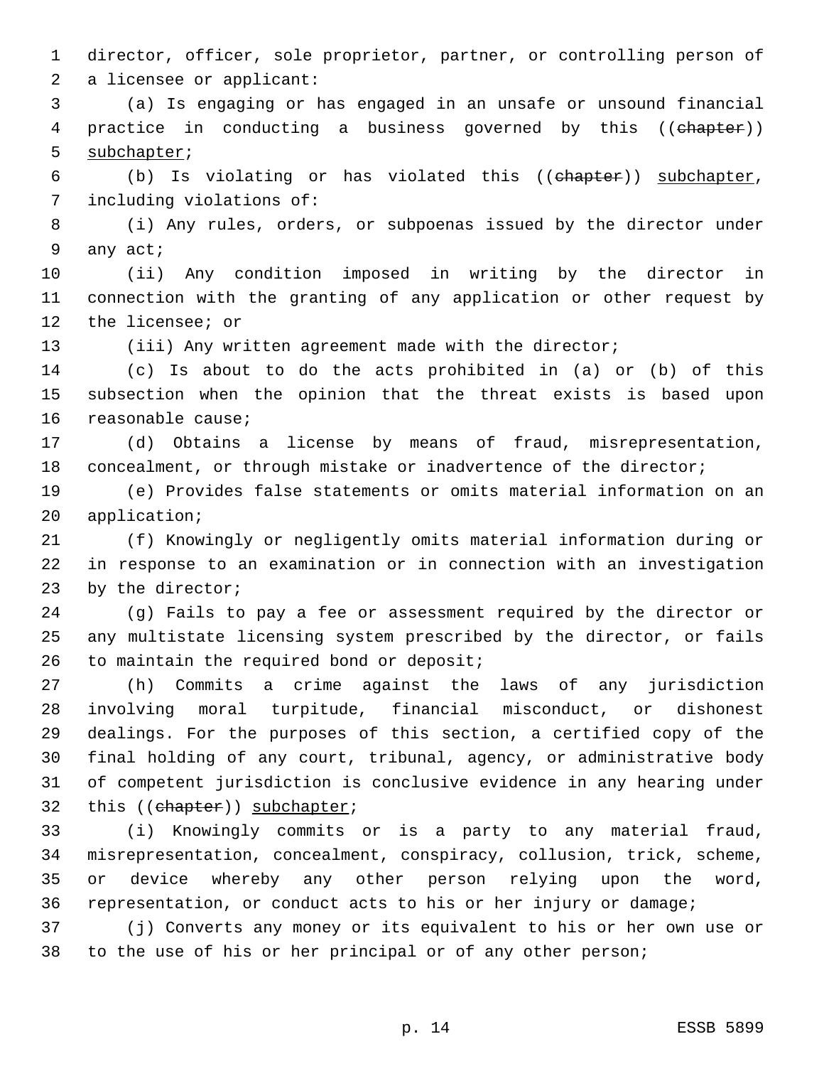director, officer, sole proprietor, partner, or controlling person of a licensee or applicant:

(a) Is engaging or has engaged in an unsafe or unsound financial practice in conducting a business governed by this ((~~chapter~~)) subchapter;

(b) Is violating or has violated this ((~~chapter~~)) subchapter, including violations of:

(i) Any rules, orders, or subpoenas issued by the director under any act;

(ii) Any condition imposed in writing by the director in connection with the granting of any application or other request by the licensee; or

(iii) Any written agreement made with the director;

(c) Is about to do the acts prohibited in (a) or (b) of this subsection when the opinion that the threat exists is based upon reasonable cause;

(d) Obtains a license by means of fraud, misrepresentation, concealment, or through mistake or inadvertence of the director;

(e) Provides false statements or omits material information on an application;

(f) Knowingly or negligently omits material information during or in response to an examination or in connection with an investigation by the director;

(g) Fails to pay a fee or assessment required by the director or any multistate licensing system prescribed by the director, or fails to maintain the required bond or deposit;

(h) Commits a crime against the laws of any jurisdiction involving moral turpitude, financial misconduct, or dishonest dealings. For the purposes of this section, a certified copy of the final holding of any court, tribunal, agency, or administrative body of competent jurisdiction is conclusive evidence in any hearing under this ((~~chapter~~)) subchapter;

(i) Knowingly commits or is a party to any material fraud, misrepresentation, concealment, conspiracy, collusion, trick, scheme, or device whereby any other person relying upon the word, representation, or conduct acts to his or her injury or damage;

(j) Converts any money or its equivalent to his or her own use or to the use of his or her principal or of any other person;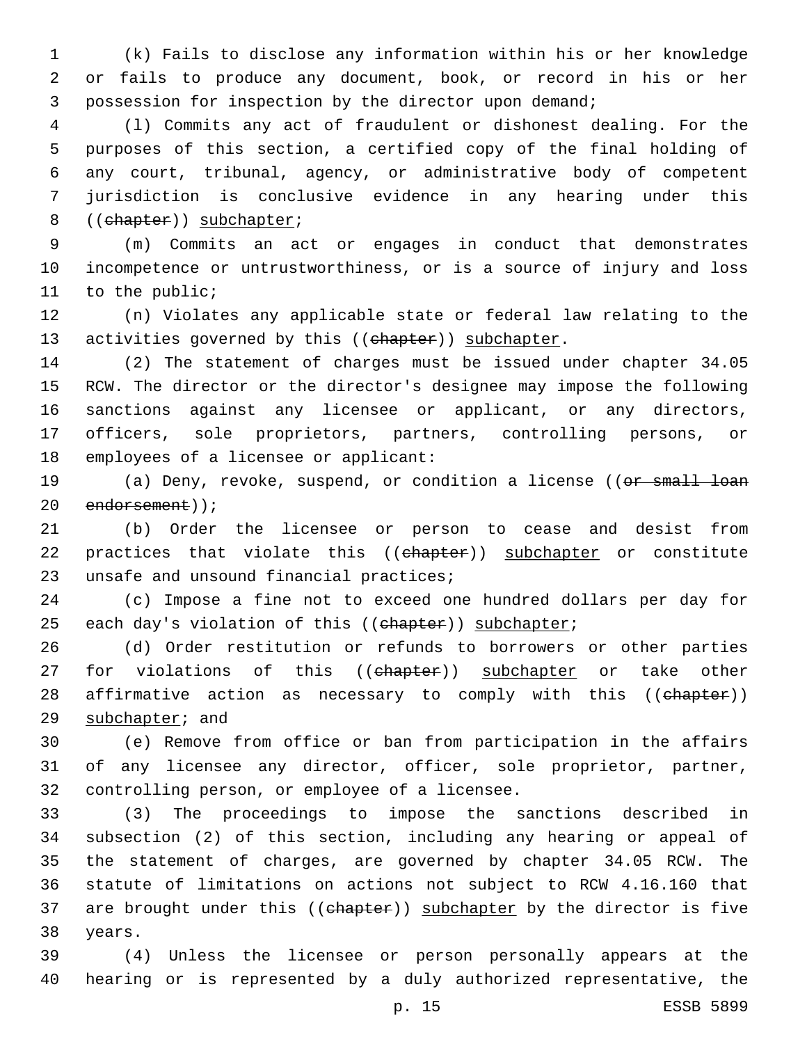(k) Fails to disclose any information within his or her knowledge or fails to produce any document, book, or record in his or her possession for inspection by the director upon demand;

(l) Commits any act of fraudulent or dishonest dealing. For the purposes of this section, a certified copy of the final holding of any court, tribunal, agency, or administrative body of competent jurisdiction is conclusive evidence in any hearing under this ((~~chapter~~)) subchapter;

(m) Commits an act or engages in conduct that demonstrates incompetence or untrustworthiness, or is a source of injury and loss to the public;

(n) Violates any applicable state or federal law relating to the activities governed by this ((~~chapter~~)) subchapter.

(2) The statement of charges must be issued under chapter 34.05 RCW. The director or the director's designee may impose the following sanctions against any licensee or applicant, or any directors, officers, sole proprietors, partners, controlling persons, or employees of a licensee or applicant:

(a) Deny, revoke, suspend, or condition a license ((~~or small loan endorsement~~));

(b) Order the licensee or person to cease and desist from practices that violate this ((~~chapter~~)) subchapter or constitute unsafe and unsound financial practices;

(c) Impose a fine not to exceed one hundred dollars per day for each day's violation of this ((~~chapter~~)) subchapter;

(d) Order restitution or refunds to borrowers or other parties for violations of this ((~~chapter~~)) subchapter or take other affirmative action as necessary to comply with this ((~~chapter~~)) subchapter; and

(e) Remove from office or ban from participation in the affairs of any licensee any director, officer, sole proprietor, partner, controlling person, or employee of a licensee.

(3) The proceedings to impose the sanctions described in subsection (2) of this section, including any hearing or appeal of the statement of charges, are governed by chapter 34.05 RCW. The statute of limitations on actions not subject to RCW 4.16.160 that are brought under this ((~~chapter~~)) subchapter by the director is five years.

(4) Unless the licensee or person personally appears at the hearing or is represented by a duly authorized representative, the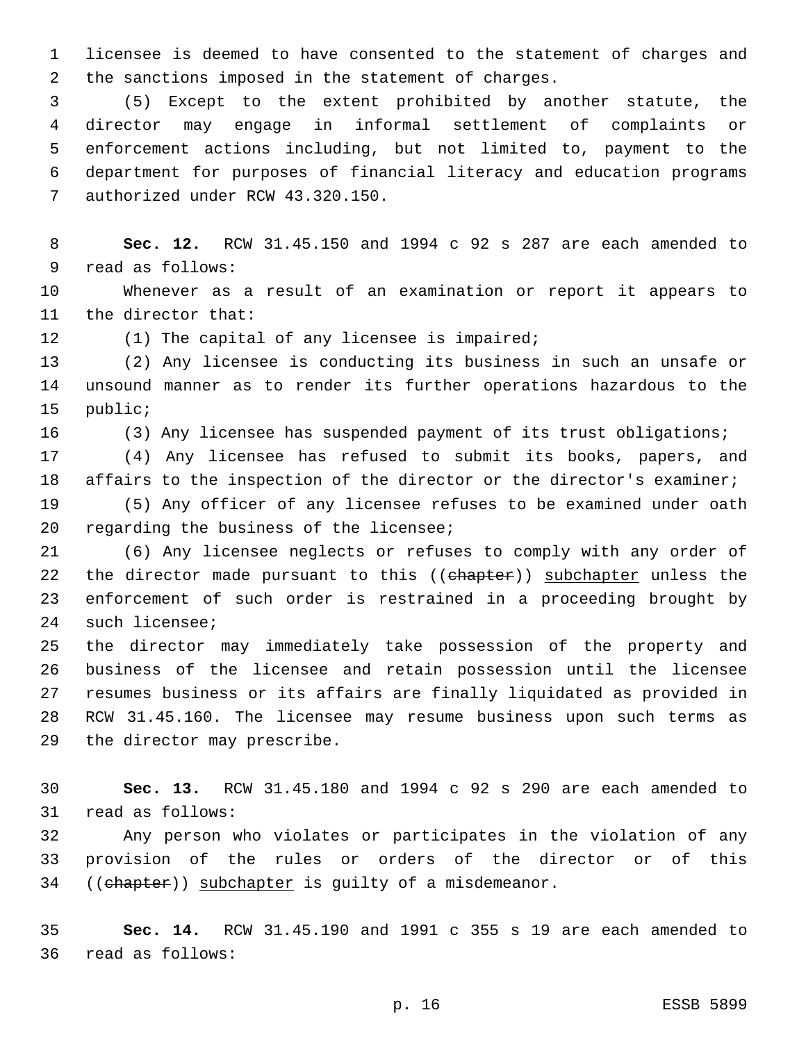licensee is deemed to have consented to the statement of charges and the sanctions imposed in the statement of charges.

(5) Except to the extent prohibited by another statute, the director may engage in informal settlement of complaints or enforcement actions including, but not limited to, payment to the department for purposes of financial literacy and education programs authorized under RCW 43.320.150.

**Sec. 12.** RCW 31.45.150 and 1994 c 92 s 287 are each amended to read as follows:

Whenever as a result of an examination or report it appears to the director that:

(1) The capital of any licensee is impaired;

(2) Any licensee is conducting its business in such an unsafe or unsound manner as to render its further operations hazardous to the public;

(3) Any licensee has suspended payment of its trust obligations;

(4) Any licensee has refused to submit its books, papers, and affairs to the inspection of the director or the director's examiner;

(5) Any officer of any licensee refuses to be examined under oath regarding the business of the licensee;

(6) Any licensee neglects or refuses to comply with any order of the director made pursuant to this ((~~chapter~~)) <u>subchapter</u> unless the enforcement of such order is restrained in a proceeding brought by such licensee;

the director may immediately take possession of the property and business of the licensee and retain possession until the licensee resumes business or its affairs are finally liquidated as provided in RCW 31.45.160. The licensee may resume business upon such terms as the director may prescribe.

**Sec. 13.** RCW 31.45.180 and 1994 c 92 s 290 are each amended to read as follows:

Any person who violates or participates in the violation of any provision of the rules or orders of the director or of this ((~~chapter~~)) <u>subchapter</u> is guilty of a misdemeanor.

**Sec. 14.** RCW 31.45.190 and 1991 c 355 s 19 are each amended to read as follows: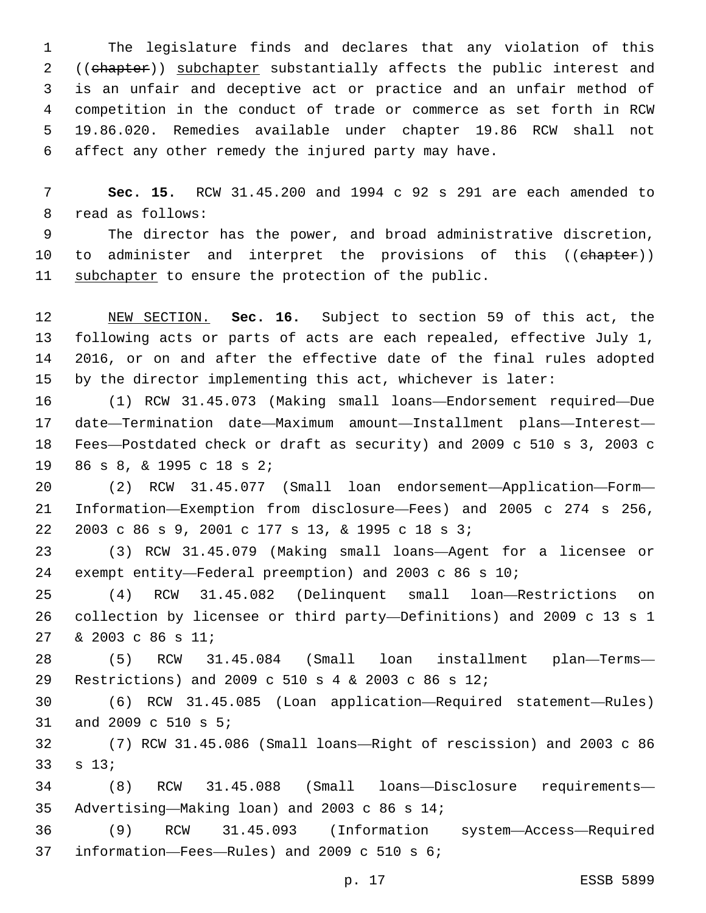The legislature finds and declares that any violation of this ((~~chapter~~)) <u>subchapter</u> substantially affects the public interest and is an unfair and deceptive act or practice and an unfair method of competition in the conduct of trade or commerce as set forth in RCW 19.86.020. Remedies available under chapter 19.86 RCW shall not affect any other remedy the injured party may have.

**Sec. 15.** RCW 31.45.200 and 1994 c 92 s 291 are each amended to read as follows:

The director has the power, and broad administrative discretion, to administer and interpret the provisions of this ((~~chapter~~)) <u>subchapter</u> to ensure the protection of the public.

<u>NEW SECTION.</u> **Sec. 16.** Subject to section 59 of this act, the following acts or parts of acts are each repealed, effective July 1, 2016, or on and after the effective date of the final rules adopted by the director implementing this act, whichever is later:

(1) RCW 31.45.073 (Making small loans—Endorsement required—Due date—Termination date—Maximum amount—Installment plans—Interest—Fees—Postdated check or draft as security) and 2009 c 510 s 3, 2003 c 86 s 8, & 1995 c 18 s 2;

(2) RCW 31.45.077 (Small loan endorsement—Application—Form—Information—Exemption from disclosure—Fees) and 2005 c 274 s 256, 2003 c 86 s 9, 2001 c 177 s 13, & 1995 c 18 s 3;

(3) RCW 31.45.079 (Making small loans—Agent for a licensee or exempt entity—Federal preemption) and 2003 c 86 s 10;

(4) RCW 31.45.082 (Delinquent small loan—Restrictions on collection by licensee or third party—Definitions) and 2009 c 13 s 1 & 2003 c 86 s 11;

(5) RCW 31.45.084 (Small loan installment plan—Terms—Restrictions) and 2009 c 510 s 4 & 2003 c 86 s 12;

(6) RCW 31.45.085 (Loan application—Required statement—Rules) and 2009 c 510 s 5;

(7) RCW 31.45.086 (Small loans—Right of rescission) and 2003 c 86 s 13;

(8) RCW 31.45.088 (Small loans—Disclosure requirements—Advertising—Making loan) and 2003 c 86 s 14;

(9) RCW 31.45.093 (Information system—Access—Required information—Fees—Rules) and 2009 c 510 s 6;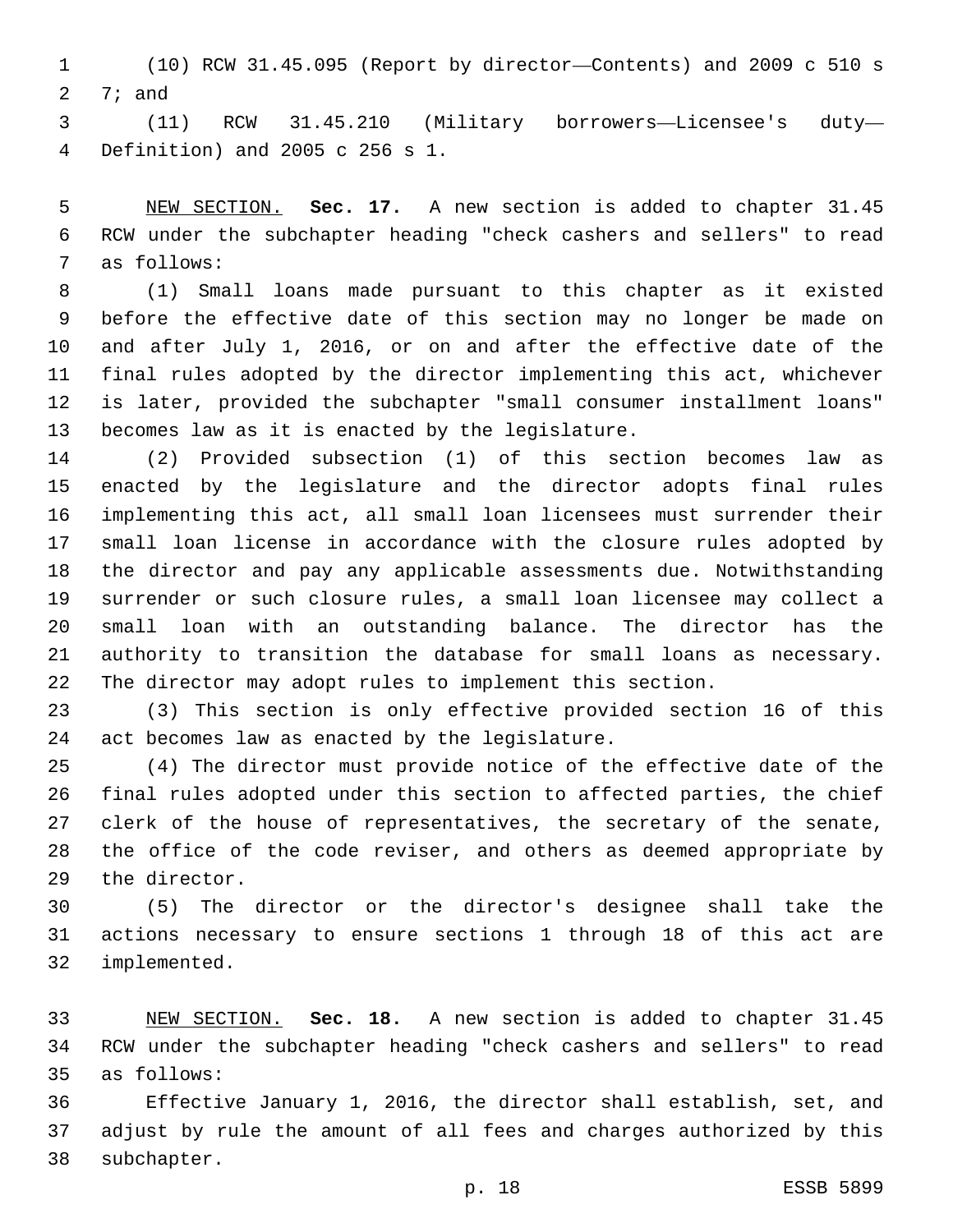(10) RCW 31.45.095 (Report by director—Contents) and 2009 c 510 s 7; and

(11) RCW 31.45.210 (Military borrowers—Licensee's duty—Definition) and 2005 c 256 s 1.

NEW SECTION. **Sec. 17.** A new section is added to chapter 31.45 RCW under the subchapter heading "check cashers and sellers" to read as follows:

(1) Small loans made pursuant to this chapter as it existed before the effective date of this section may no longer be made on and after July 1, 2016, or on and after the effective date of the final rules adopted by the director implementing this act, whichever is later, provided the subchapter "small consumer installment loans" becomes law as it is enacted by the legislature.

(2) Provided subsection (1) of this section becomes law as enacted by the legislature and the director adopts final rules implementing this act, all small loan licensees must surrender their small loan license in accordance with the closure rules adopted by the director and pay any applicable assessments due. Notwithstanding surrender or such closure rules, a small loan licensee may collect a small loan with an outstanding balance. The director has the authority to transition the database for small loans as necessary. The director may adopt rules to implement this section.

(3) This section is only effective provided section 16 of this act becomes law as enacted by the legislature.

(4) The director must provide notice of the effective date of the final rules adopted under this section to affected parties, the chief clerk of the house of representatives, the secretary of the senate, the office of the code reviser, and others as deemed appropriate by the director.

(5) The director or the director's designee shall take the actions necessary to ensure sections 1 through 18 of this act are implemented.

NEW SECTION. **Sec. 18.** A new section is added to chapter 31.45 RCW under the subchapter heading "check cashers and sellers" to read as follows:

Effective January 1, 2016, the director shall establish, set, and adjust by rule the amount of all fees and charges authorized by this subchapter.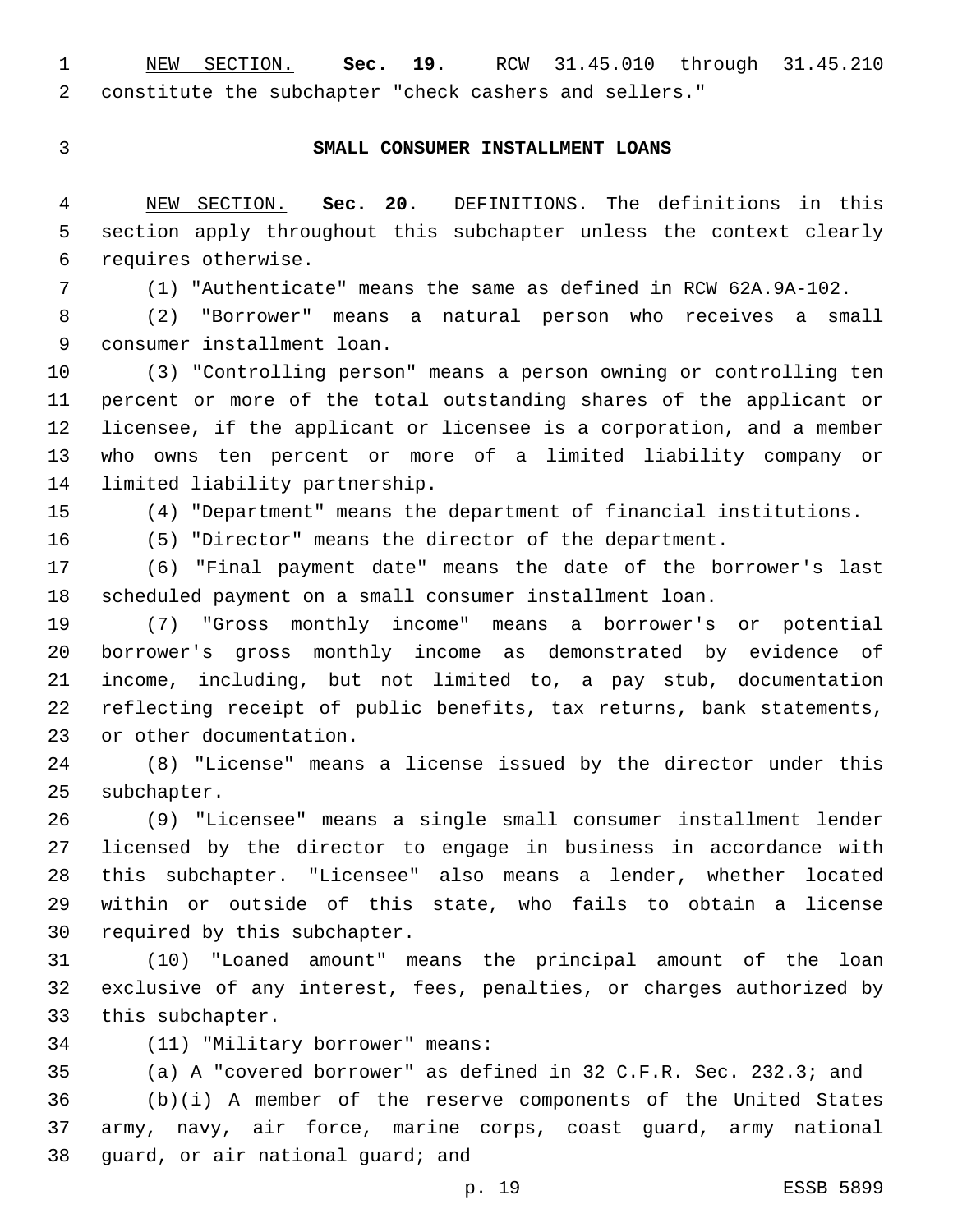NEW SECTION. **Sec. 19.** RCW 31.45.010 through 31.45.210 constitute the subchapter "check cashers and sellers."

### SMALL CONSUMER INSTALLMENT LOANS

NEW SECTION. **Sec. 20.** DEFINITIONS. The definitions in this section apply throughout this subchapter unless the context clearly requires otherwise.

(1) "Authenticate" means the same as defined in RCW 62A.9A-102.

(2) "Borrower" means a natural person who receives a small consumer installment loan.

(3) "Controlling person" means a person owning or controlling ten percent or more of the total outstanding shares of the applicant or licensee, if the applicant or licensee is a corporation, and a member who owns ten percent or more of a limited liability company or limited liability partnership.

(4) "Department" means the department of financial institutions.

(5) "Director" means the director of the department.

(6) "Final payment date" means the date of the borrower's last scheduled payment on a small consumer installment loan.

(7) "Gross monthly income" means a borrower's or potential borrower's gross monthly income as demonstrated by evidence of income, including, but not limited to, a pay stub, documentation reflecting receipt of public benefits, tax returns, bank statements, or other documentation.

(8) "License" means a license issued by the director under this subchapter.

(9) "Licensee" means a single small consumer installment lender licensed by the director to engage in business in accordance with this subchapter. "Licensee" also means a lender, whether located within or outside of this state, who fails to obtain a license required by this subchapter.

(10) "Loaned amount" means the principal amount of the loan exclusive of any interest, fees, penalties, or charges authorized by this subchapter.

(11) "Military borrower" means:

(a) A "covered borrower" as defined in 32 C.F.R. Sec. 232.3; and

(b)(i) A member of the reserve components of the United States army, navy, air force, marine corps, coast guard, army national guard, or air national guard; and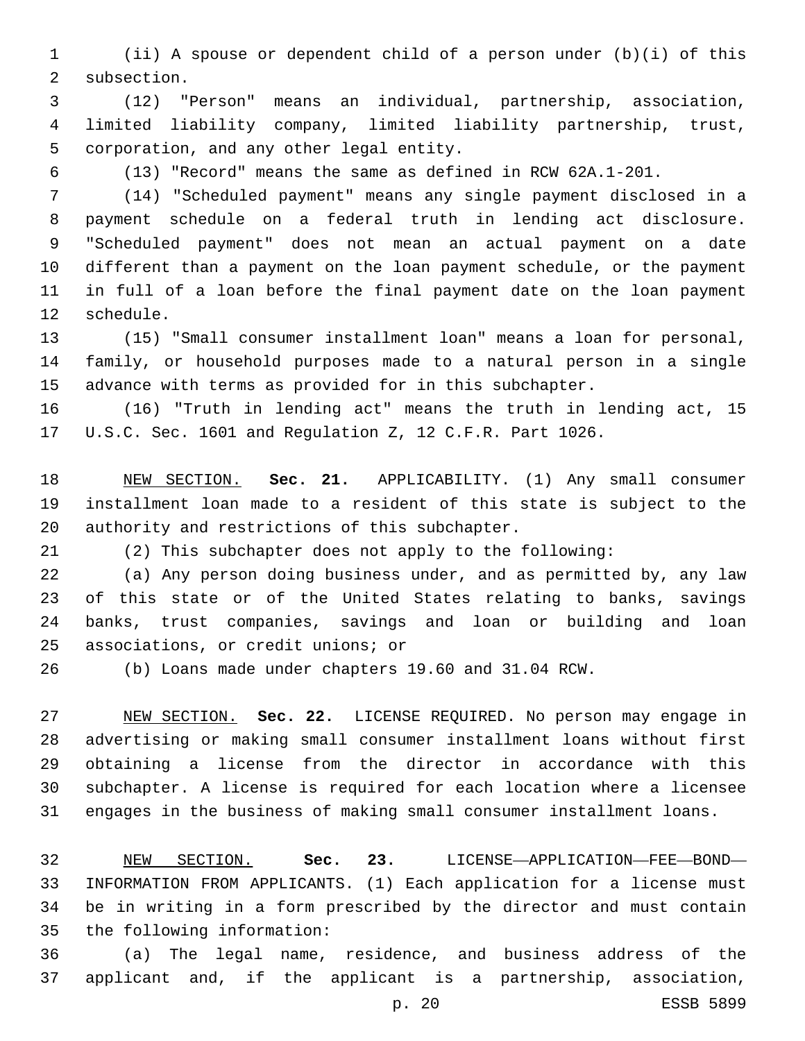(ii) A spouse or dependent child of a person under (b)(i) of this subsection.

(12) "Person" means an individual, partnership, association, limited liability company, limited liability partnership, trust, corporation, and any other legal entity.

(13) "Record" means the same as defined in RCW 62A.1-201.

(14) "Scheduled payment" means any single payment disclosed in a payment schedule on a federal truth in lending act disclosure. "Scheduled payment" does not mean an actual payment on a date different than a payment on the loan payment schedule, or the payment in full of a loan before the final payment date on the loan payment schedule.

(15) "Small consumer installment loan" means a loan for personal, family, or household purposes made to a natural person in a single advance with terms as provided for in this subchapter.

(16) "Truth in lending act" means the truth in lending act, 15 U.S.C. Sec. 1601 and Regulation Z, 12 C.F.R. Part 1026.

NEW SECTION. **Sec. 21.** APPLICABILITY. (1) Any small consumer installment loan made to a resident of this state is subject to the authority and restrictions of this subchapter.

(2) This subchapter does not apply to the following:

(a) Any person doing business under, and as permitted by, any law of this state or of the United States relating to banks, savings banks, trust companies, savings and loan or building and loan associations, or credit unions; or

(b) Loans made under chapters 19.60 and 31.04 RCW.

NEW SECTION. **Sec. 22.** LICENSE REQUIRED. No person may engage in advertising or making small consumer installment loans without first obtaining a license from the director in accordance with this subchapter. A license is required for each location where a licensee engages in the business of making small consumer installment loans.

NEW SECTION. **Sec. 23.** LICENSE—APPLICATION—FEE—BOND—INFORMATION FROM APPLICANTS. (1) Each application for a license must be in writing in a form prescribed by the director and must contain the following information:

(a) The legal name, residence, and business address of the applicant and, if the applicant is a partnership, association,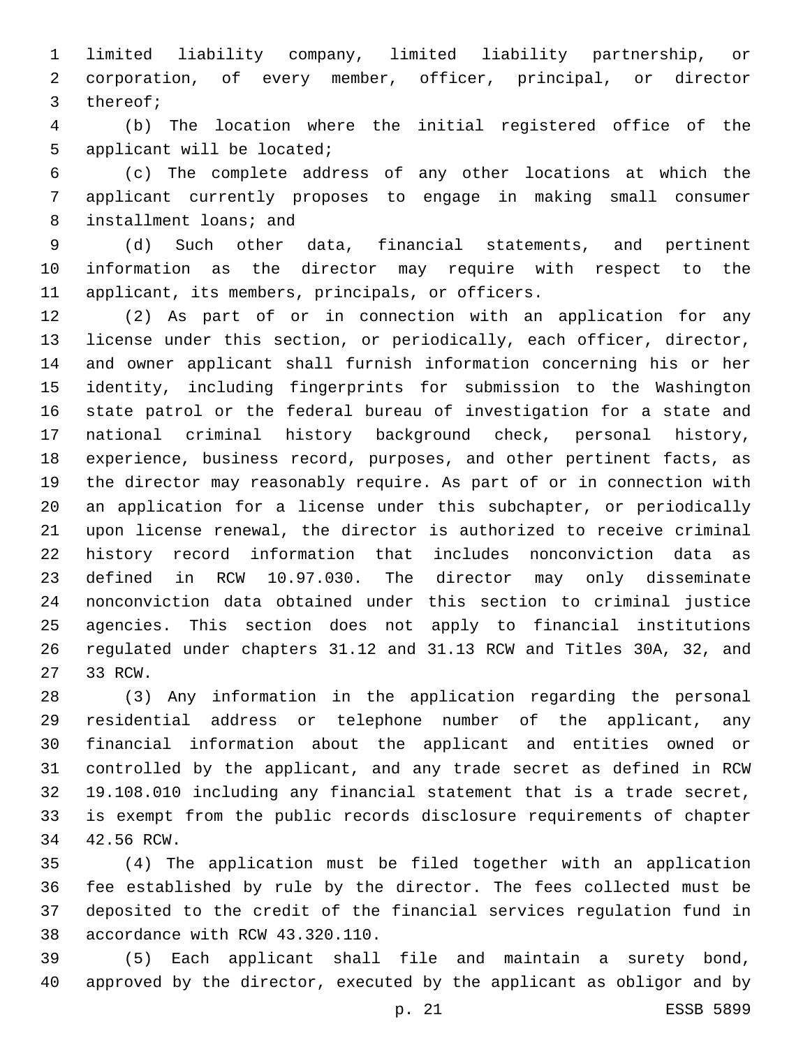limited liability company, limited liability partnership, or corporation, of every member, officer, principal, or director thereof;

(b) The location where the initial registered office of the applicant will be located;

(c) The complete address of any other locations at which the applicant currently proposes to engage in making small consumer installment loans; and

(d) Such other data, financial statements, and pertinent information as the director may require with respect to the applicant, its members, principals, or officers.

(2) As part of or in connection with an application for any license under this section, or periodically, each officer, director, and owner applicant shall furnish information concerning his or her identity, including fingerprints for submission to the Washington state patrol or the federal bureau of investigation for a state and national criminal history background check, personal history, experience, business record, purposes, and other pertinent facts, as the director may reasonably require. As part of or in connection with an application for a license under this subchapter, or periodically upon license renewal, the director is authorized to receive criminal history record information that includes nonconviction data as defined in RCW 10.97.030. The director may only disseminate nonconviction data obtained under this section to criminal justice agencies. This section does not apply to financial institutions regulated under chapters 31.12 and 31.13 RCW and Titles 30A, 32, and 33 RCW.

(3) Any information in the application regarding the personal residential address or telephone number of the applicant, any financial information about the applicant and entities owned or controlled by the applicant, and any trade secret as defined in RCW 19.108.010 including any financial statement that is a trade secret, is exempt from the public records disclosure requirements of chapter 42.56 RCW.

(4) The application must be filed together with an application fee established by rule by the director. The fees collected must be deposited to the credit of the financial services regulation fund in accordance with RCW 43.320.110.

(5) Each applicant shall file and maintain a surety bond, approved by the director, executed by the applicant as obligor and by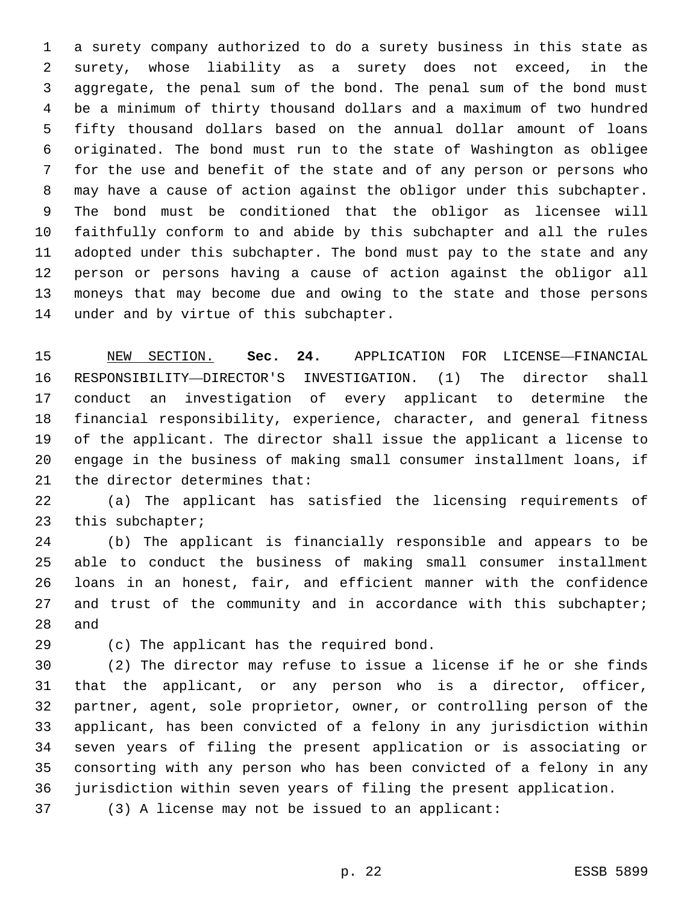a surety company authorized to do a surety business in this state as surety, whose liability as a surety does not exceed, in the aggregate, the penal sum of the bond. The penal sum of the bond must be a minimum of thirty thousand dollars and a maximum of two hundred fifty thousand dollars based on the annual dollar amount of loans originated. The bond must run to the state of Washington as obligee for the use and benefit of the state and of any person or persons who may have a cause of action against the obligor under this subchapter. The bond must be conditioned that the obligor as licensee will faithfully conform to and abide by this subchapter and all the rules adopted under this subchapter. The bond must pay to the state and any person or persons having a cause of action against the obligor all moneys that may become due and owing to the state and those persons under and by virtue of this subchapter.

NEW SECTION. **Sec. 24.** APPLICATION FOR LICENSE—FINANCIAL RESPONSIBILITY—DIRECTOR'S INVESTIGATION. (1) The director shall conduct an investigation of every applicant to determine the financial responsibility, experience, character, and general fitness of the applicant. The director shall issue the applicant a license to engage in the business of making small consumer installment loans, if the director determines that:

(a) The applicant has satisfied the licensing requirements of this subchapter;

(b) The applicant is financially responsible and appears to be able to conduct the business of making small consumer installment loans in an honest, fair, and efficient manner with the confidence and trust of the community and in accordance with this subchapter; and

(c) The applicant has the required bond.

(2) The director may refuse to issue a license if he or she finds that the applicant, or any person who is a director, officer, partner, agent, sole proprietor, owner, or controlling person of the applicant, has been convicted of a felony in any jurisdiction within seven years of filing the present application or is associating or consorting with any person who has been convicted of a felony in any jurisdiction within seven years of filing the present application.

(3) A license may not be issued to an applicant: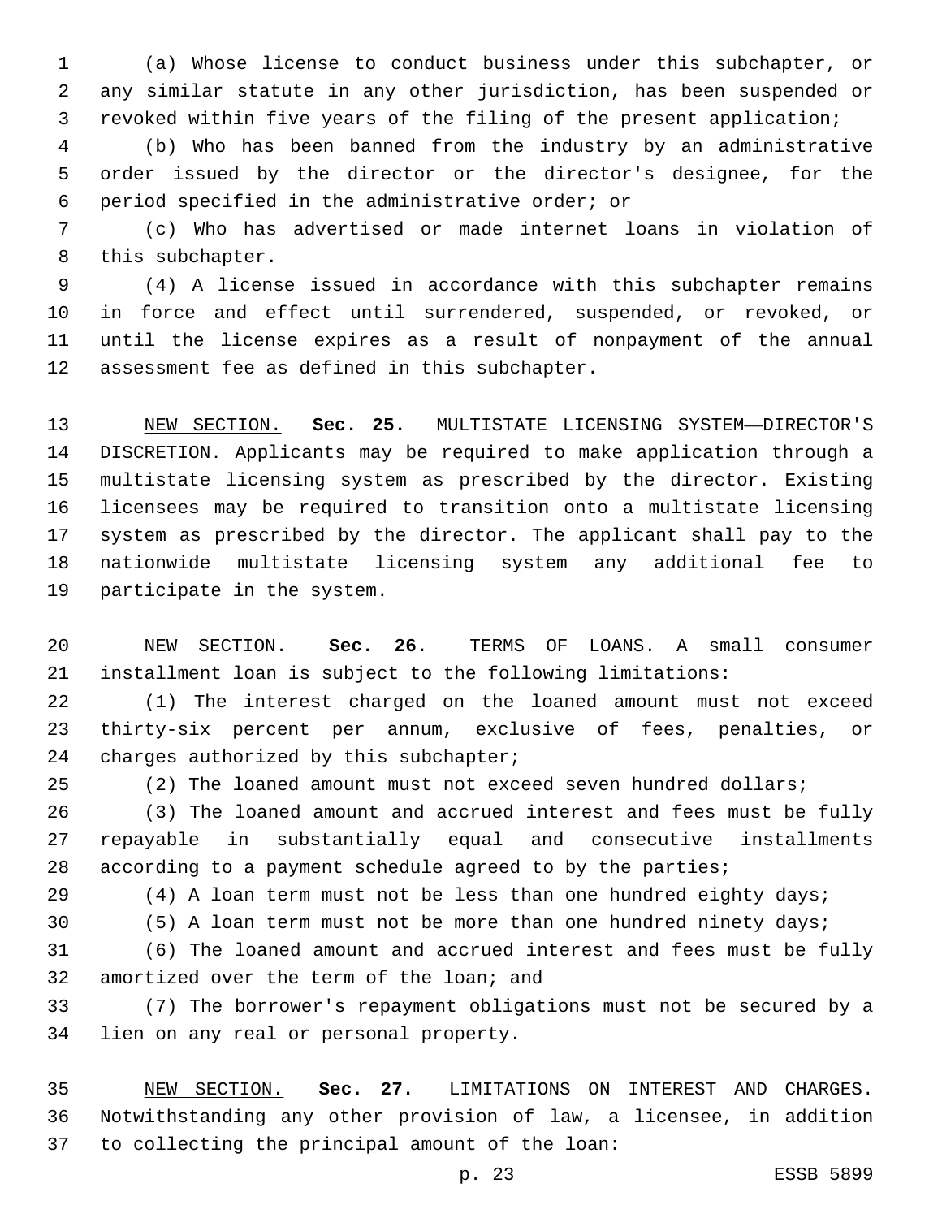(a) Whose license to conduct business under this subchapter, or any similar statute in any other jurisdiction, has been suspended or revoked within five years of the filing of the present application;

(b) Who has been banned from the industry by an administrative order issued by the director or the director's designee, for the period specified in the administrative order; or

(c) Who has advertised or made internet loans in violation of this subchapter.

(4) A license issued in accordance with this subchapter remains in force and effect until surrendered, suspended, or revoked, or until the license expires as a result of nonpayment of the annual assessment fee as defined in this subchapter.

NEW SECTION. **Sec. 25.** MULTISTATE LICENSING SYSTEM—DIRECTOR'S DISCRETION. Applicants may be required to make application through a multistate licensing system as prescribed by the director. Existing licensees may be required to transition onto a multistate licensing system as prescribed by the director. The applicant shall pay to the nationwide multistate licensing system any additional fee to participate in the system.

NEW SECTION. **Sec. 26.** TERMS OF LOANS. A small consumer installment loan is subject to the following limitations:

(1) The interest charged on the loaned amount must not exceed thirty-six percent per annum, exclusive of fees, penalties, or charges authorized by this subchapter;

(2) The loaned amount must not exceed seven hundred dollars;

(3) The loaned amount and accrued interest and fees must be fully repayable in substantially equal and consecutive installments according to a payment schedule agreed to by the parties;

(4) A loan term must not be less than one hundred eighty days;

(5) A loan term must not be more than one hundred ninety days;

(6) The loaned amount and accrued interest and fees must be fully amortized over the term of the loan; and

(7) The borrower's repayment obligations must not be secured by a lien on any real or personal property.

NEW SECTION. **Sec. 27.** LIMITATIONS ON INTEREST AND CHARGES. Notwithstanding any other provision of law, a licensee, in addition to collecting the principal amount of the loan: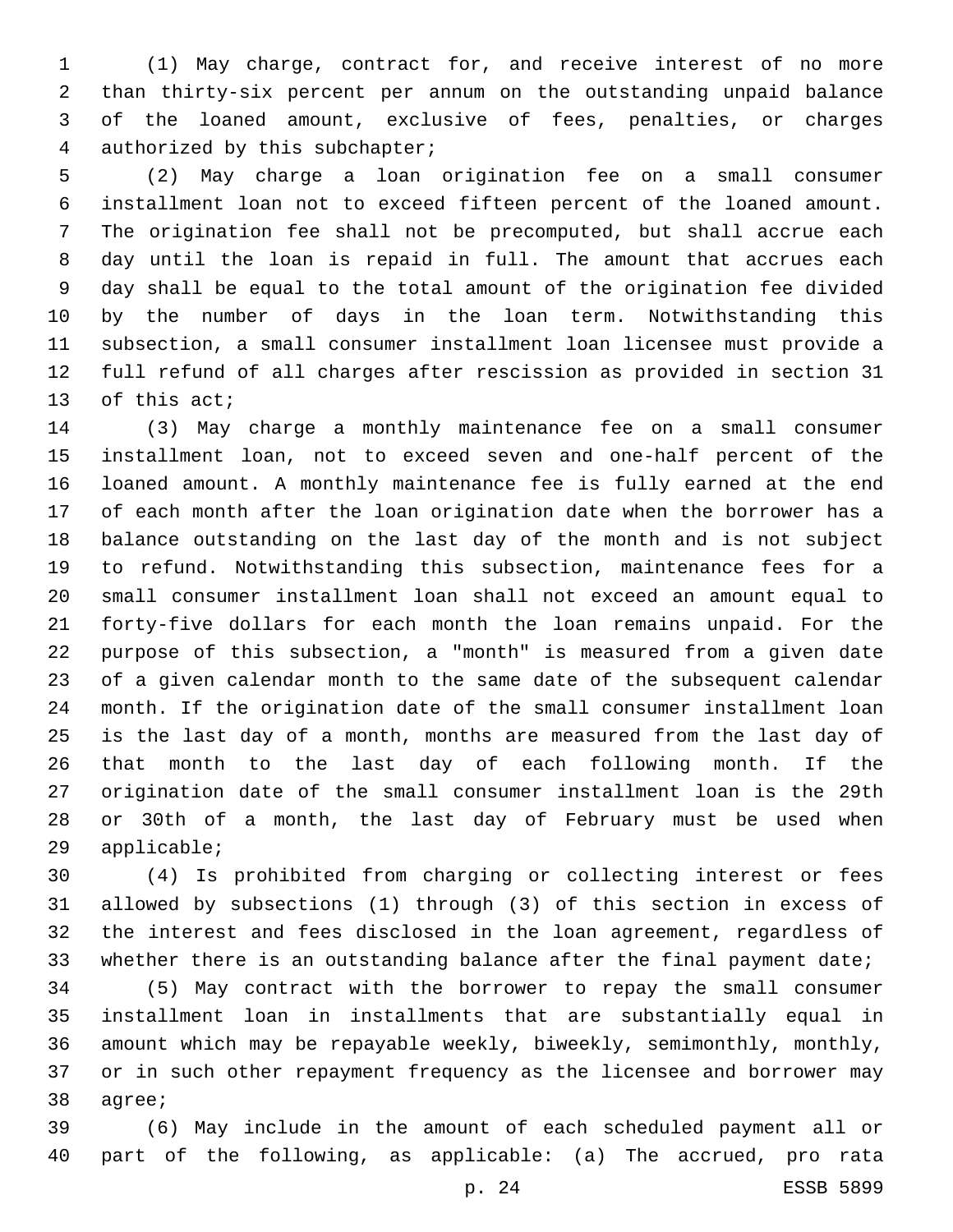(1) May charge, contract for, and receive interest of no more than thirty-six percent per annum on the outstanding unpaid balance of the loaned amount, exclusive of fees, penalties, or charges authorized by this subchapter;

(2) May charge a loan origination fee on a small consumer installment loan not to exceed fifteen percent of the loaned amount. The origination fee shall not be precomputed, but shall accrue each day until the loan is repaid in full. The amount that accrues each day shall be equal to the total amount of the origination fee divided by the number of days in the loan term. Notwithstanding this subsection, a small consumer installment loan licensee must provide a full refund of all charges after rescission as provided in section 31 of this act;

(3) May charge a monthly maintenance fee on a small consumer installment loan, not to exceed seven and one-half percent of the loaned amount. A monthly maintenance fee is fully earned at the end of each month after the loan origination date when the borrower has a balance outstanding on the last day of the month and is not subject to refund. Notwithstanding this subsection, maintenance fees for a small consumer installment loan shall not exceed an amount equal to forty-five dollars for each month the loan remains unpaid. For the purpose of this subsection, a "month" is measured from a given date of a given calendar month to the same date of the subsequent calendar month. If the origination date of the small consumer installment loan is the last day of a month, months are measured from the last day of that month to the last day of each following month. If the origination date of the small consumer installment loan is the 29th or 30th of a month, the last day of February must be used when applicable;

(4) Is prohibited from charging or collecting interest or fees allowed by subsections (1) through (3) of this section in excess of the interest and fees disclosed in the loan agreement, regardless of whether there is an outstanding balance after the final payment date;

(5) May contract with the borrower to repay the small consumer installment loan in installments that are substantially equal in amount which may be repayable weekly, biweekly, semimonthly, monthly, or in such other repayment frequency as the licensee and borrower may agree;

(6) May include in the amount of each scheduled payment all or part of the following, as applicable: (a) The accrued, pro rata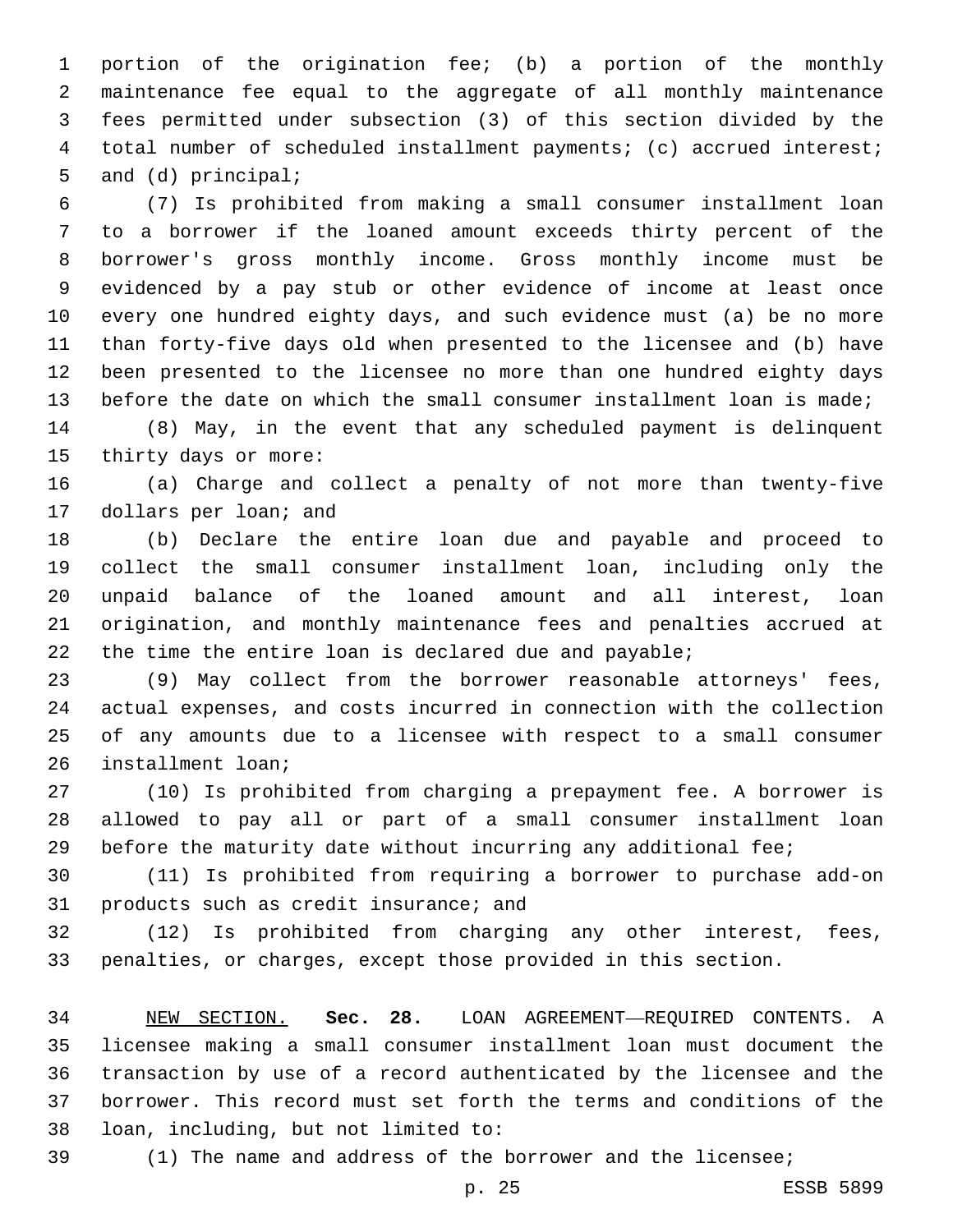portion of the origination fee; (b) a portion of the monthly maintenance fee equal to the aggregate of all monthly maintenance fees permitted under subsection (3) of this section divided by the total number of scheduled installment payments; (c) accrued interest; and (d) principal;

(7) Is prohibited from making a small consumer installment loan to a borrower if the loaned amount exceeds thirty percent of the borrower's gross monthly income. Gross monthly income must be evidenced by a pay stub or other evidence of income at least once every one hundred eighty days, and such evidence must (a) be no more than forty-five days old when presented to the licensee and (b) have been presented to the licensee no more than one hundred eighty days before the date on which the small consumer installment loan is made;

(8) May, in the event that any scheduled payment is delinquent thirty days or more:

(a) Charge and collect a penalty of not more than twenty-five dollars per loan; and

(b) Declare the entire loan due and payable and proceed to collect the small consumer installment loan, including only the unpaid balance of the loaned amount and all interest, loan origination, and monthly maintenance fees and penalties accrued at the time the entire loan is declared due and payable;

(9) May collect from the borrower reasonable attorneys' fees, actual expenses, and costs incurred in connection with the collection of any amounts due to a licensee with respect to a small consumer installment loan;

(10) Is prohibited from charging a prepayment fee. A borrower is allowed to pay all or part of a small consumer installment loan before the maturity date without incurring any additional fee;

(11) Is prohibited from requiring a borrower to purchase add-on products such as credit insurance; and

(12) Is prohibited from charging any other interest, fees, penalties, or charges, except those provided in this section.

NEW SECTION. **Sec. 28.** LOAN AGREEMENT—REQUIRED CONTENTS. A licensee making a small consumer installment loan must document the transaction by use of a record authenticated by the licensee and the borrower. This record must set forth the terms and conditions of the loan, including, but not limited to:

(1) The name and address of the borrower and the licensee;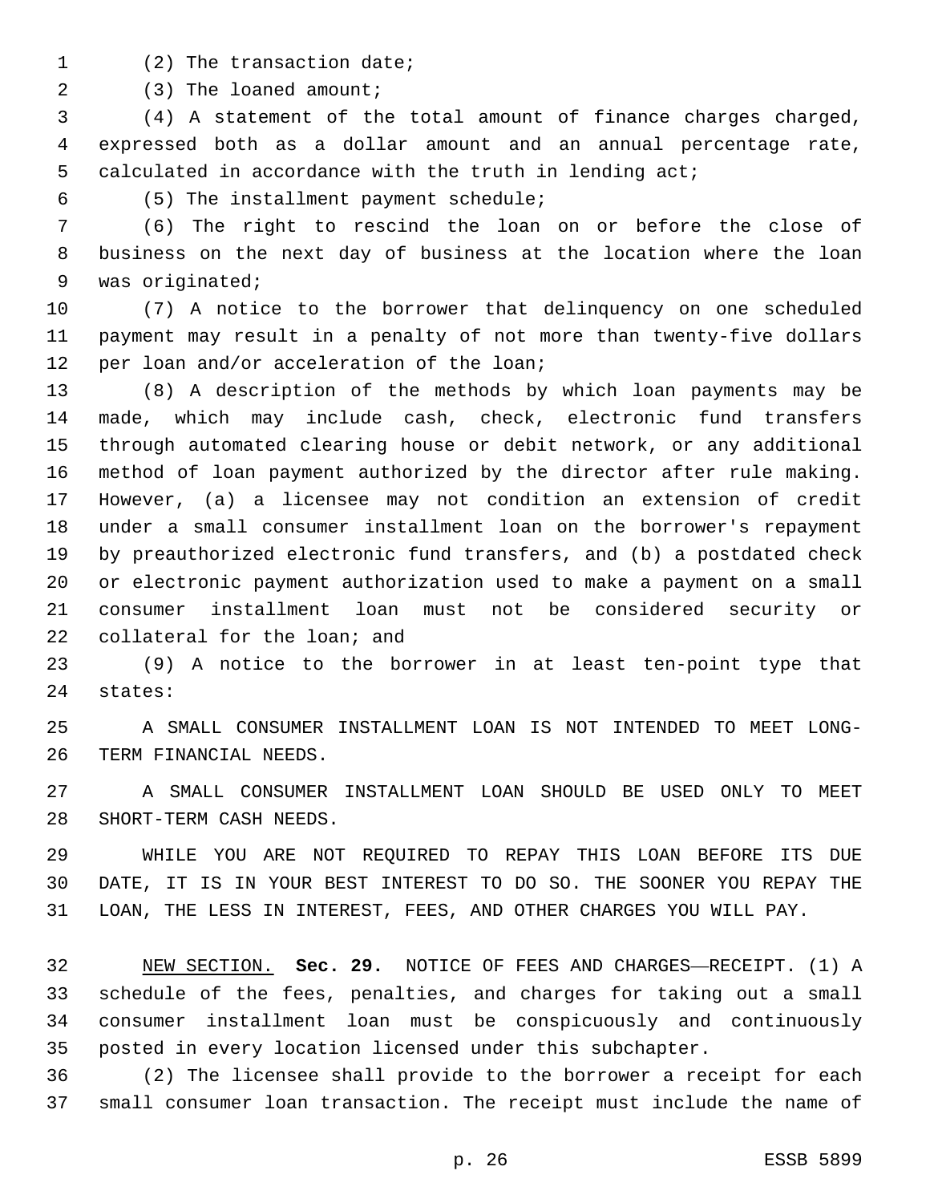(2) The transaction date;

(3) The loaned amount;

(4) A statement of the total amount of finance charges charged, expressed both as a dollar amount and an annual percentage rate, calculated in accordance with the truth in lending act;

(5) The installment payment schedule;

(6) The right to rescind the loan on or before the close of business on the next day of business at the location where the loan was originated;

(7) A notice to the borrower that delinquency on one scheduled payment may result in a penalty of not more than twenty-five dollars per loan and/or acceleration of the loan;

(8) A description of the methods by which loan payments may be made, which may include cash, check, electronic fund transfers through automated clearing house or debit network, or any additional method of loan payment authorized by the director after rule making. However, (a) a licensee may not condition an extension of credit under a small consumer installment loan on the borrower's repayment by preauthorized electronic fund transfers, and (b) a postdated check or electronic payment authorization used to make a payment on a small consumer installment loan must not be considered security or collateral for the loan; and

(9) A notice to the borrower in at least ten-point type that states:

A SMALL CONSUMER INSTALLMENT LOAN IS NOT INTENDED TO MEET LONG-TERM FINANCIAL NEEDS.

A SMALL CONSUMER INSTALLMENT LOAN SHOULD BE USED ONLY TO MEET SHORT-TERM CASH NEEDS.

WHILE YOU ARE NOT REQUIRED TO REPAY THIS LOAN BEFORE ITS DUE DATE, IT IS IN YOUR BEST INTEREST TO DO SO. THE SOONER YOU REPAY THE LOAN, THE LESS IN INTEREST, FEES, AND OTHER CHARGES YOU WILL PAY.

NEW SECTION. **Sec. 29.** NOTICE OF FEES AND CHARGES—RECEIPT. (1) A schedule of the fees, penalties, and charges for taking out a small consumer installment loan must be conspicuously and continuously posted in every location licensed under this subchapter.

(2) The licensee shall provide to the borrower a receipt for each small consumer loan transaction. The receipt must include the name of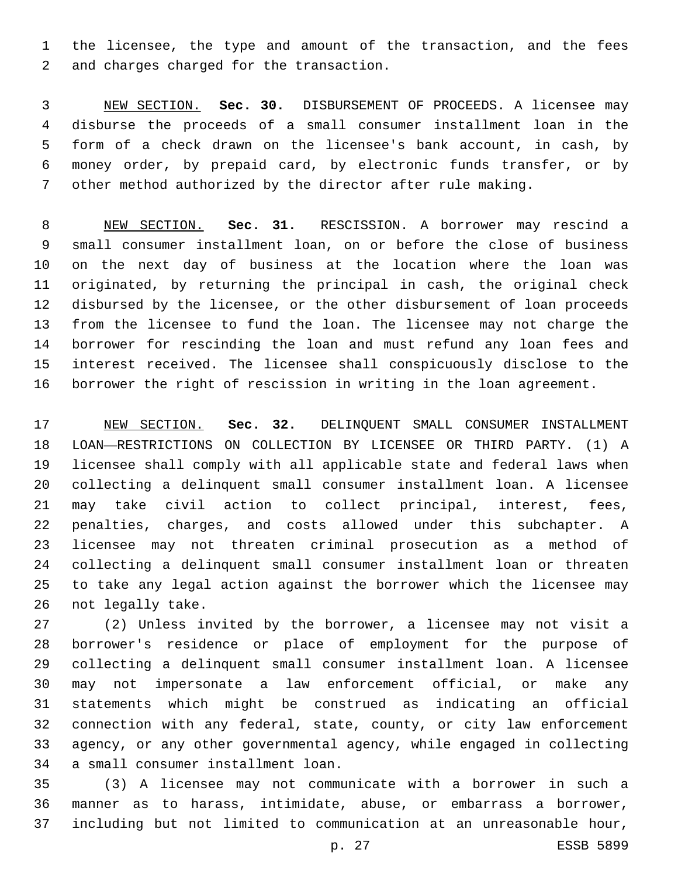the licensee, the type and amount of the transaction, and the fees and charges charged for the transaction.

NEW SECTION. **Sec. 30.** DISBURSEMENT OF PROCEEDS. A licensee may disburse the proceeds of a small consumer installment loan in the form of a check drawn on the licensee's bank account, in cash, by money order, by prepaid card, by electronic funds transfer, or by other method authorized by the director after rule making.

NEW SECTION. **Sec. 31.** RESCISSION. A borrower may rescind a small consumer installment loan, on or before the close of business on the next day of business at the location where the loan was originated, by returning the principal in cash, the original check disbursed by the licensee, or the other disbursement of loan proceeds from the licensee to fund the loan. The licensee may not charge the borrower for rescinding the loan and must refund any loan fees and interest received. The licensee shall conspicuously disclose to the borrower the right of rescission in writing in the loan agreement.

NEW SECTION. **Sec. 32.** DELINQUENT SMALL CONSUMER INSTALLMENT LOAN—RESTRICTIONS ON COLLECTION BY LICENSEE OR THIRD PARTY. (1) A licensee shall comply with all applicable state and federal laws when collecting a delinquent small consumer installment loan. A licensee may take civil action to collect principal, interest, fees, penalties, charges, and costs allowed under this subchapter. A licensee may not threaten criminal prosecution as a method of collecting a delinquent small consumer installment loan or threaten to take any legal action against the borrower which the licensee may not legally take.

(2) Unless invited by the borrower, a licensee may not visit a borrower's residence or place of employment for the purpose of collecting a delinquent small consumer installment loan. A licensee may not impersonate a law enforcement official, or make any statements which might be construed as indicating an official connection with any federal, state, county, or city law enforcement agency, or any other governmental agency, while engaged in collecting a small consumer installment loan.

(3) A licensee may not communicate with a borrower in such a manner as to harass, intimidate, abuse, or embarrass a borrower, including but not limited to communication at an unreasonable hour,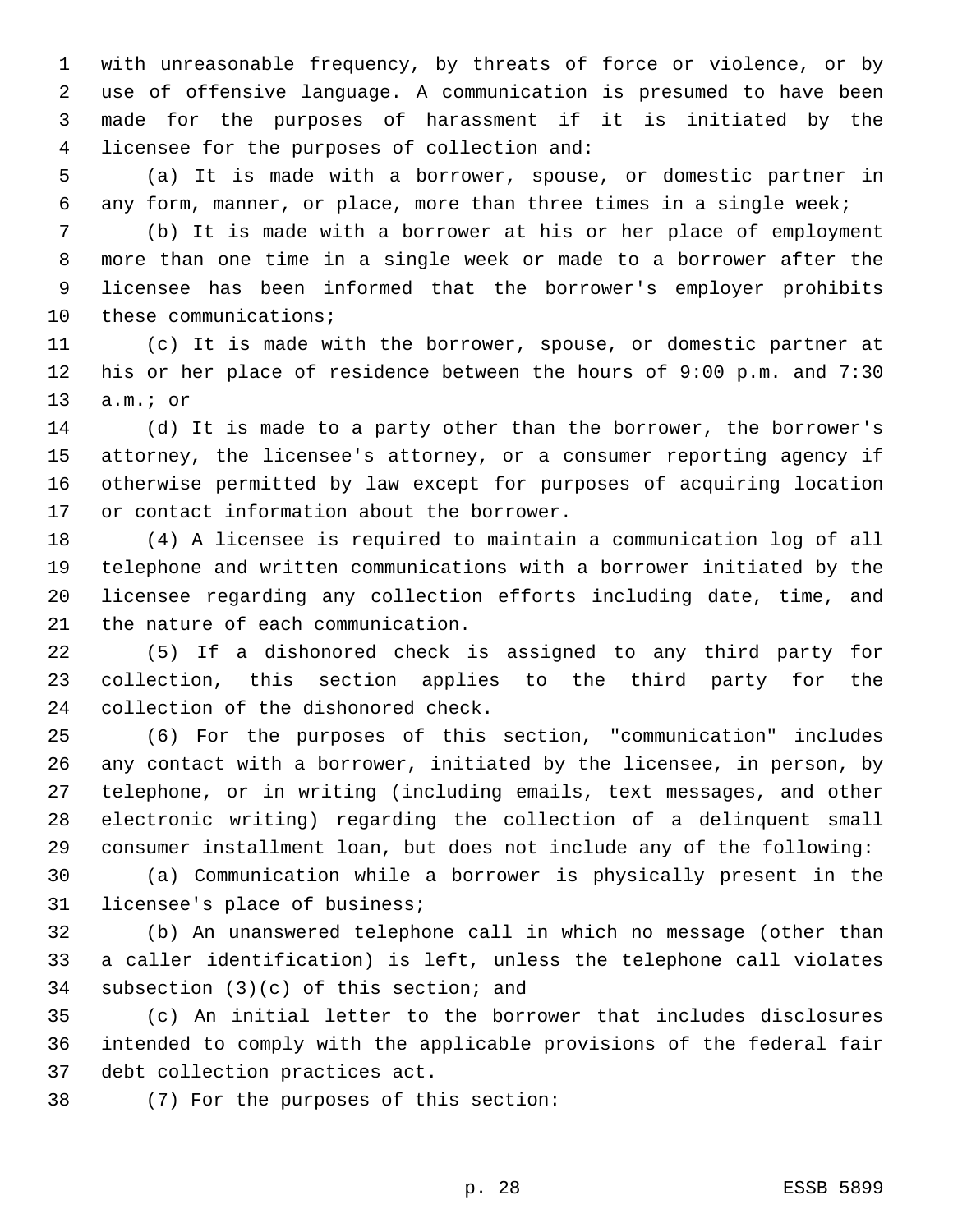with unreasonable frequency, by threats of force or violence, or by use of offensive language. A communication is presumed to have been made for the purposes of harassment if it is initiated by the licensee for the purposes of collection and:

(a) It is made with a borrower, spouse, or domestic partner in any form, manner, or place, more than three times in a single week;

(b) It is made with a borrower at his or her place of employment more than one time in a single week or made to a borrower after the licensee has been informed that the borrower's employer prohibits these communications;

(c) It is made with the borrower, spouse, or domestic partner at his or her place of residence between the hours of 9:00 p.m. and 7:30 a.m.; or

(d) It is made to a party other than the borrower, the borrower's attorney, the licensee's attorney, or a consumer reporting agency if otherwise permitted by law except for purposes of acquiring location or contact information about the borrower.

(4) A licensee is required to maintain a communication log of all telephone and written communications with a borrower initiated by the licensee regarding any collection efforts including date, time, and the nature of each communication.

(5) If a dishonored check is assigned to any third party for collection, this section applies to the third party for the collection of the dishonored check.

(6) For the purposes of this section, "communication" includes any contact with a borrower, initiated by the licensee, in person, by telephone, or in writing (including emails, text messages, and other electronic writing) regarding the collection of a delinquent small consumer installment loan, but does not include any of the following:

(a) Communication while a borrower is physically present in the licensee's place of business;

(b) An unanswered telephone call in which no message (other than a caller identification) is left, unless the telephone call violates subsection (3)(c) of this section; and

(c) An initial letter to the borrower that includes disclosures intended to comply with the applicable provisions of the federal fair debt collection practices act.

(7) For the purposes of this section: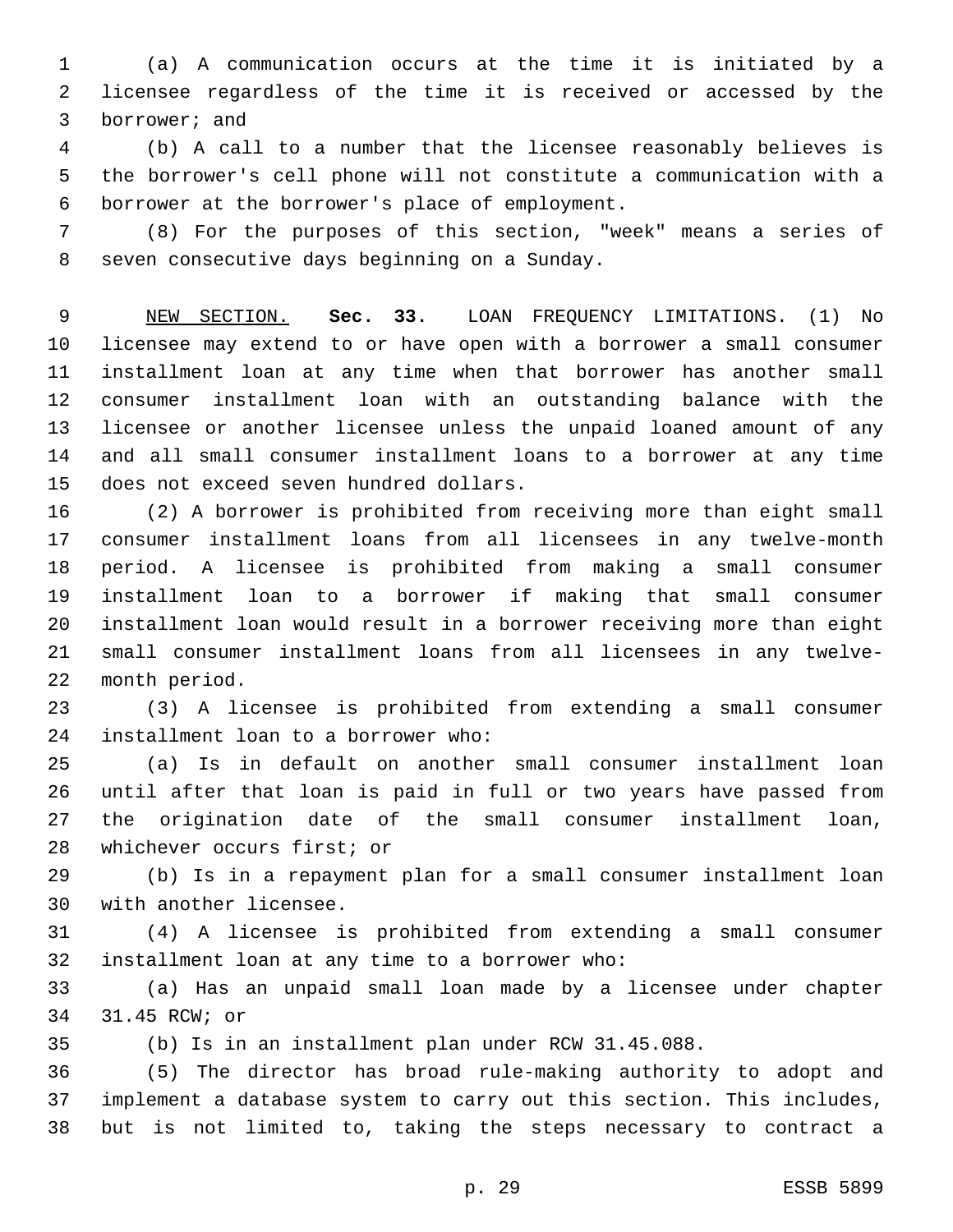(a) A communication occurs at the time it is initiated by a licensee regardless of the time it is received or accessed by the borrower; and

(b) A call to a number that the licensee reasonably believes is the borrower's cell phone will not constitute a communication with a borrower at the borrower's place of employment.

(8) For the purposes of this section, "week" means a series of seven consecutive days beginning on a Sunday.

NEW SECTION. **Sec. 33.** LOAN FREQUENCY LIMITATIONS. (1) No licensee may extend to or have open with a borrower a small consumer installment loan at any time when that borrower has another small consumer installment loan with an outstanding balance with the licensee or another licensee unless the unpaid loaned amount of any and all small consumer installment loans to a borrower at any time does not exceed seven hundred dollars.

(2) A borrower is prohibited from receiving more than eight small consumer installment loans from all licensees in any twelve-month period. A licensee is prohibited from making a small consumer installment loan to a borrower if making that small consumer installment loan would result in a borrower receiving more than eight small consumer installment loans from all licensees in any twelve-month period.

(3) A licensee is prohibited from extending a small consumer installment loan to a borrower who:

(a) Is in default on another small consumer installment loan until after that loan is paid in full or two years have passed from the origination date of the small consumer installment loan, whichever occurs first; or

(b) Is in a repayment plan for a small consumer installment loan with another licensee.

(4) A licensee is prohibited from extending a small consumer installment loan at any time to a borrower who:

(a) Has an unpaid small loan made by a licensee under chapter 31.45 RCW; or

(b) Is in an installment plan under RCW 31.45.088.

(5) The director has broad rule-making authority to adopt and implement a database system to carry out this section. This includes, but is not limited to, taking the steps necessary to contract a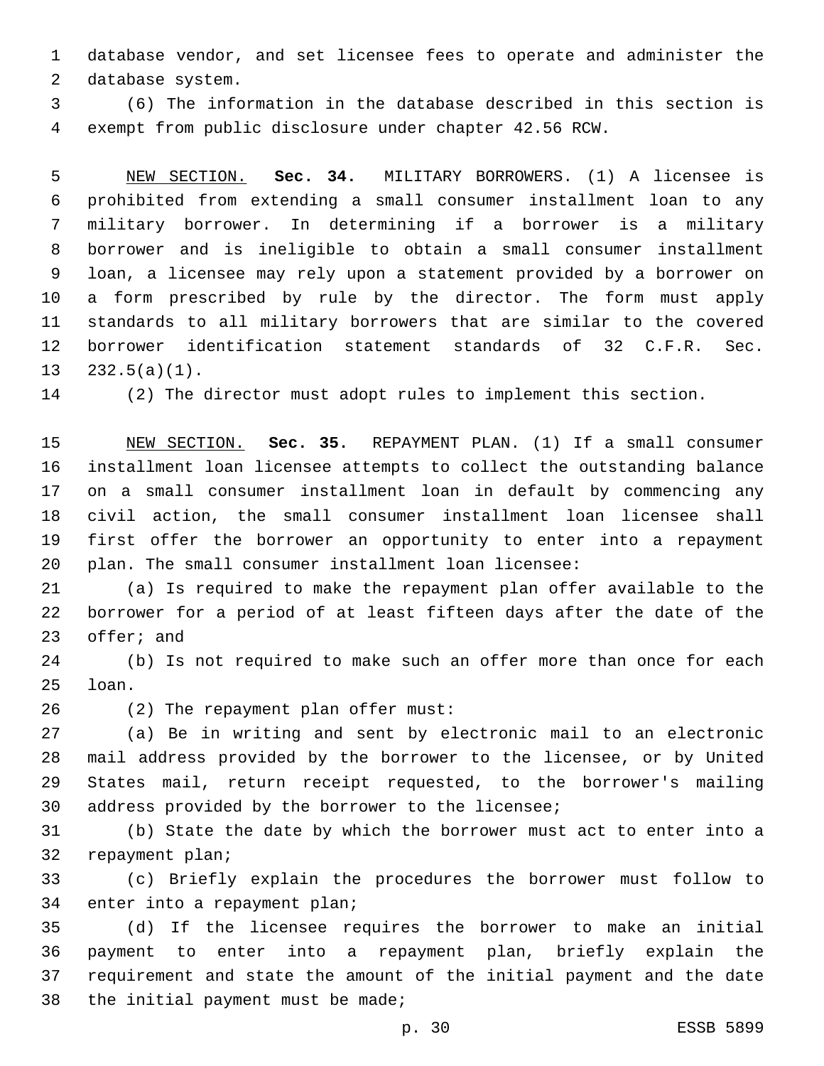database vendor, and set licensee fees to operate and administer the database system.

(6) The information in the database described in this section is exempt from public disclosure under chapter 42.56 RCW.

NEW SECTION. **Sec. 34.** MILITARY BORROWERS. (1) A licensee is prohibited from extending a small consumer installment loan to any military borrower. In determining if a borrower is a military borrower and is ineligible to obtain a small consumer installment loan, a licensee may rely upon a statement provided by a borrower on a form prescribed by rule by the director. The form must apply standards to all military borrowers that are similar to the covered borrower identification statement standards of 32 C.F.R. Sec. 232.5(a)(1).

(2) The director must adopt rules to implement this section.

NEW SECTION. **Sec. 35.** REPAYMENT PLAN. (1) If a small consumer installment loan licensee attempts to collect the outstanding balance on a small consumer installment loan in default by commencing any civil action, the small consumer installment loan licensee shall first offer the borrower an opportunity to enter into a repayment plan. The small consumer installment loan licensee:

(a) Is required to make the repayment plan offer available to the borrower for a period of at least fifteen days after the date of the offer; and

(b) Is not required to make such an offer more than once for each loan.

(2) The repayment plan offer must:

(a) Be in writing and sent by electronic mail to an electronic mail address provided by the borrower to the licensee, or by United States mail, return receipt requested, to the borrower's mailing address provided by the borrower to the licensee;

(b) State the date by which the borrower must act to enter into a repayment plan;

(c) Briefly explain the procedures the borrower must follow to enter into a repayment plan;

(d) If the licensee requires the borrower to make an initial payment to enter into a repayment plan, briefly explain the requirement and state the amount of the initial payment and the date the initial payment must be made;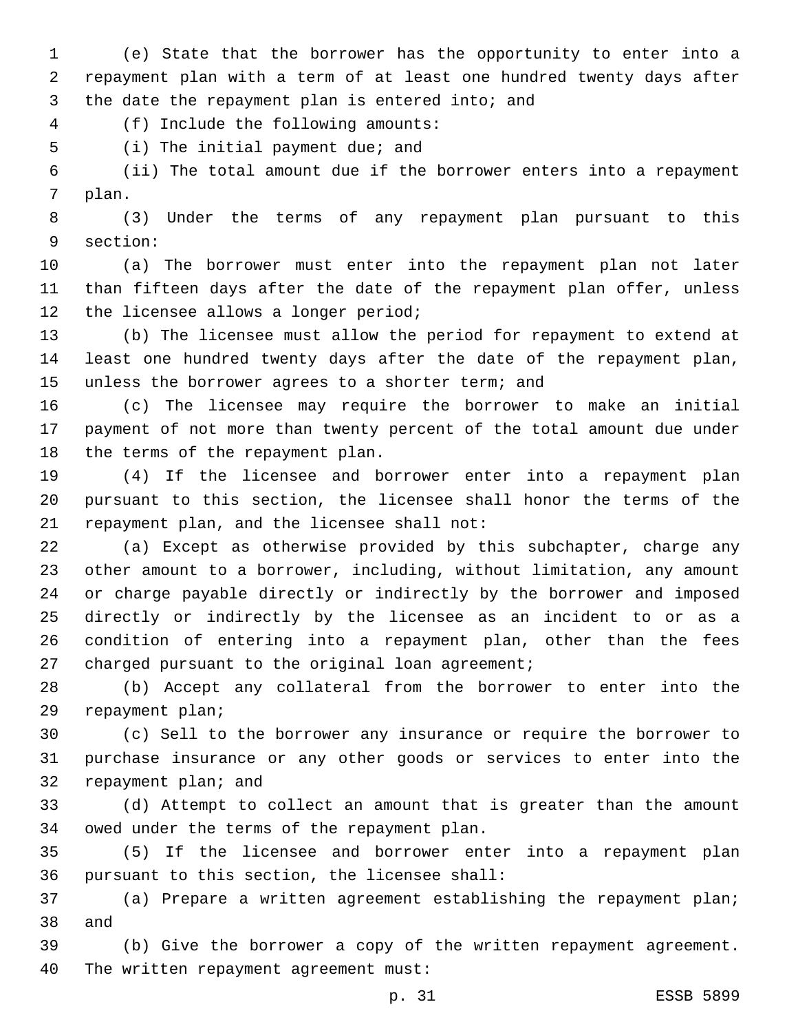(e) State that the borrower has the opportunity to enter into a repayment plan with a term of at least one hundred twenty days after the date the repayment plan is entered into; and

(f) Include the following amounts:

(i) The initial payment due; and

(ii) The total amount due if the borrower enters into a repayment plan.

(3) Under the terms of any repayment plan pursuant to this section:

(a) The borrower must enter into the repayment plan not later than fifteen days after the date of the repayment plan offer, unless the licensee allows a longer period;

(b) The licensee must allow the period for repayment to extend at least one hundred twenty days after the date of the repayment plan, unless the borrower agrees to a shorter term; and

(c) The licensee may require the borrower to make an initial payment of not more than twenty percent of the total amount due under the terms of the repayment plan.

(4) If the licensee and borrower enter into a repayment plan pursuant to this section, the licensee shall honor the terms of the repayment plan, and the licensee shall not:

(a) Except as otherwise provided by this subchapter, charge any other amount to a borrower, including, without limitation, any amount or charge payable directly or indirectly by the borrower and imposed directly or indirectly by the licensee as an incident to or as a condition of entering into a repayment plan, other than the fees charged pursuant to the original loan agreement;

(b) Accept any collateral from the borrower to enter into the repayment plan;

(c) Sell to the borrower any insurance or require the borrower to purchase insurance or any other goods or services to enter into the repayment plan; and

(d) Attempt to collect an amount that is greater than the amount owed under the terms of the repayment plan.

(5) If the licensee and borrower enter into a repayment plan pursuant to this section, the licensee shall:

(a) Prepare a written agreement establishing the repayment plan; and

(b) Give the borrower a copy of the written repayment agreement. The written repayment agreement must: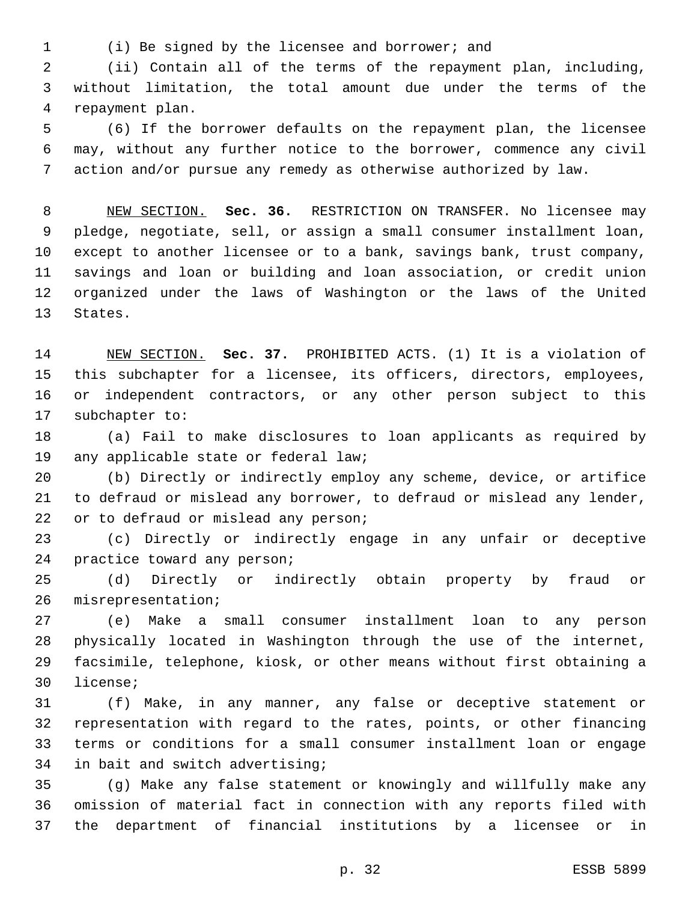(i) Be signed by the licensee and borrower; and

(ii) Contain all of the terms of the repayment plan, including, without limitation, the total amount due under the terms of the repayment plan.

(6) If the borrower defaults on the repayment plan, the licensee may, without any further notice to the borrower, commence any civil action and/or pursue any remedy as otherwise authorized by law.

NEW SECTION. **Sec. 36.** RESTRICTION ON TRANSFER. No licensee may pledge, negotiate, sell, or assign a small consumer installment loan, except to another licensee or to a bank, savings bank, trust company, savings and loan or building and loan association, or credit union organized under the laws of Washington or the laws of the United States.

NEW SECTION. **Sec. 37.** PROHIBITED ACTS. (1) It is a violation of this subchapter for a licensee, its officers, directors, employees, or independent contractors, or any other person subject to this subchapter to:

(a) Fail to make disclosures to loan applicants as required by any applicable state or federal law;

(b) Directly or indirectly employ any scheme, device, or artifice to defraud or mislead any borrower, to defraud or mislead any lender, or to defraud or mislead any person;

(c) Directly or indirectly engage in any unfair or deceptive practice toward any person;

(d) Directly or indirectly obtain property by fraud or misrepresentation;

(e) Make a small consumer installment loan to any person physically located in Washington through the use of the internet, facsimile, telephone, kiosk, or other means without first obtaining a license;

(f) Make, in any manner, any false or deceptive statement or representation with regard to the rates, points, or other financing terms or conditions for a small consumer installment loan or engage in bait and switch advertising;

(g) Make any false statement or knowingly and willfully make any omission of material fact in connection with any reports filed with the department of financial institutions by a licensee or in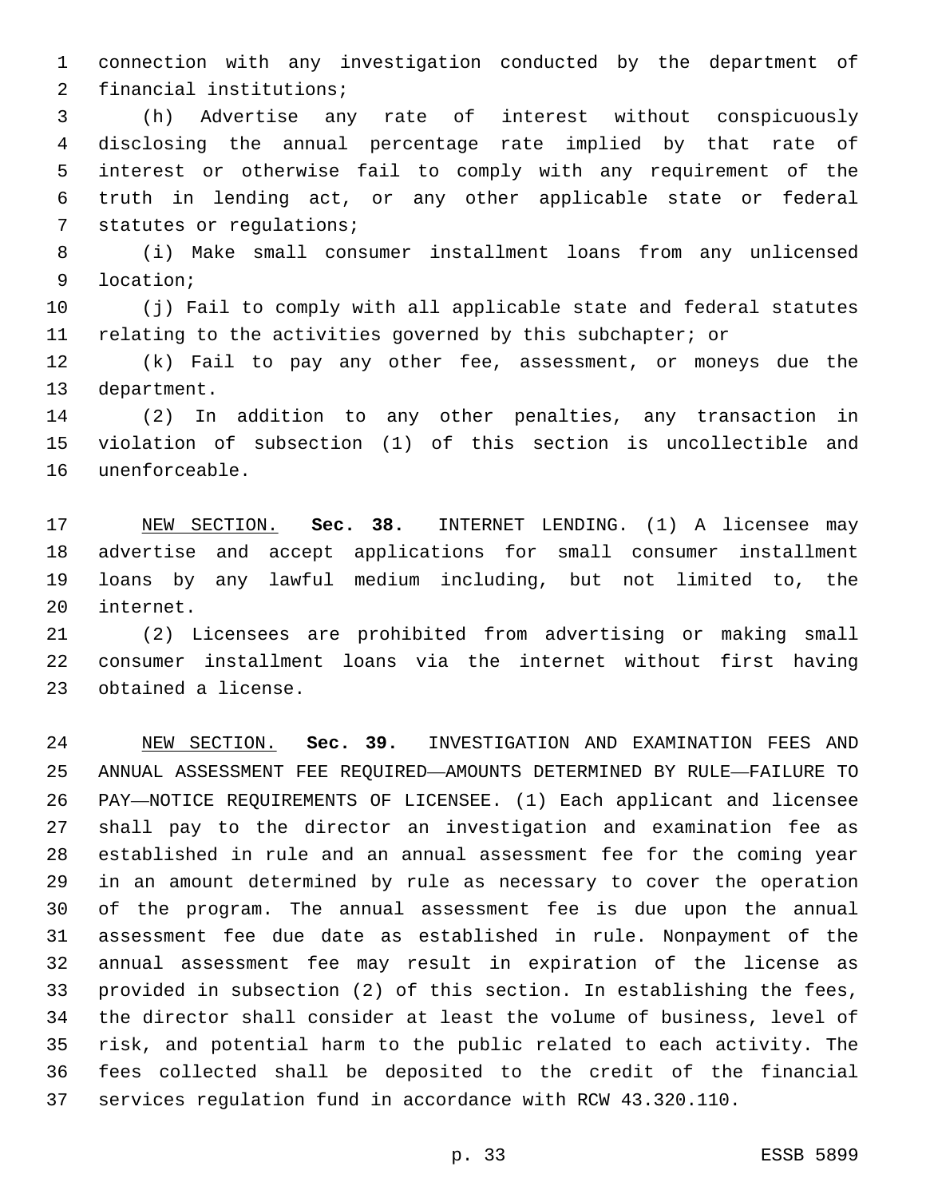connection with any investigation conducted by the department of financial institutions;

(h) Advertise any rate of interest without conspicuously disclosing the annual percentage rate implied by that rate of interest or otherwise fail to comply with any requirement of the truth in lending act, or any other applicable state or federal statutes or regulations;

(i) Make small consumer installment loans from any unlicensed location;

(j) Fail to comply with all applicable state and federal statutes relating to the activities governed by this subchapter; or

(k) Fail to pay any other fee, assessment, or moneys due the department.

(2) In addition to any other penalties, any transaction in violation of subsection (1) of this section is uncollectible and unenforceable.

NEW SECTION. **Sec. 38.** INTERNET LENDING. (1) A licensee may advertise and accept applications for small consumer installment loans by any lawful medium including, but not limited to, the internet.

(2) Licensees are prohibited from advertising or making small consumer installment loans via the internet without first having obtained a license.

NEW SECTION. **Sec. 39.** INVESTIGATION AND EXAMINATION FEES AND ANNUAL ASSESSMENT FEE REQUIRED—AMOUNTS DETERMINED BY RULE—FAILURE TO PAY—NOTICE REQUIREMENTS OF LICENSEE. (1) Each applicant and licensee shall pay to the director an investigation and examination fee as established in rule and an annual assessment fee for the coming year in an amount determined by rule as necessary to cover the operation of the program. The annual assessment fee is due upon the annual assessment fee due date as established in rule. Nonpayment of the annual assessment fee may result in expiration of the license as provided in subsection (2) of this section. In establishing the fees, the director shall consider at least the volume of business, level of risk, and potential harm to the public related to each activity. The fees collected shall be deposited to the credit of the financial services regulation fund in accordance with RCW 43.320.110.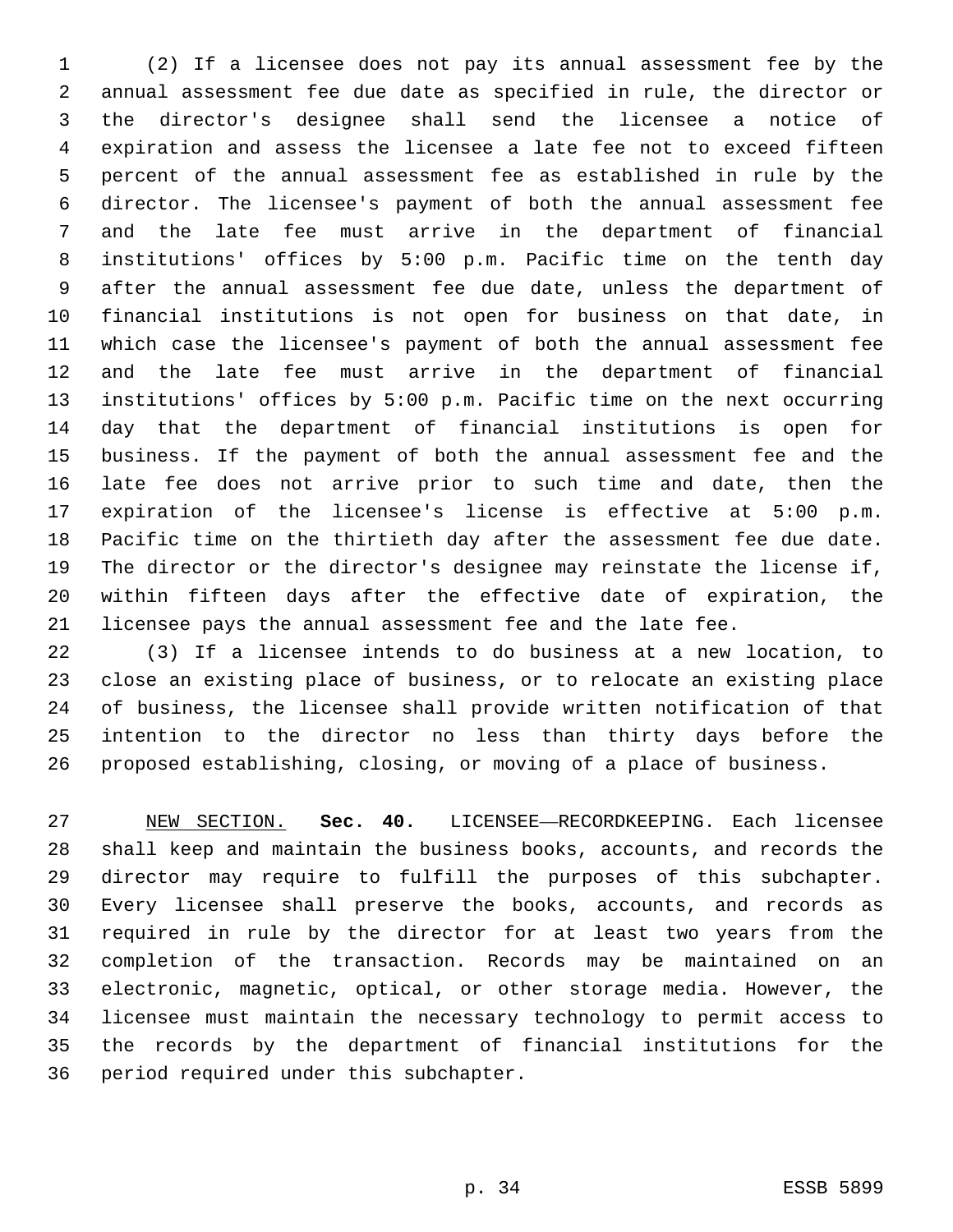(2) If a licensee does not pay its annual assessment fee by the annual assessment fee due date as specified in rule, the director or the director's designee shall send the licensee a notice of expiration and assess the licensee a late fee not to exceed fifteen percent of the annual assessment fee as established in rule by the director. The licensee's payment of both the annual assessment fee and the late fee must arrive in the department of financial institutions' offices by 5:00 p.m. Pacific time on the tenth day after the annual assessment fee due date, unless the department of financial institutions is not open for business on that date, in which case the licensee's payment of both the annual assessment fee and the late fee must arrive in the department of financial institutions' offices by 5:00 p.m. Pacific time on the next occurring day that the department of financial institutions is open for business. If the payment of both the annual assessment fee and the late fee does not arrive prior to such time and date, then the expiration of the licensee's license is effective at 5:00 p.m. Pacific time on the thirtieth day after the assessment fee due date. The director or the director's designee may reinstate the license if, within fifteen days after the effective date of expiration, the licensee pays the annual assessment fee and the late fee.

(3) If a licensee intends to do business at a new location, to close an existing place of business, or to relocate an existing place of business, the licensee shall provide written notification of that intention to the director no less than thirty days before the proposed establishing, closing, or moving of a place of business.

NEW SECTION. **Sec. 40.** LICENSEE—RECORDKEEPING. Each licensee shall keep and maintain the business books, accounts, and records the director may require to fulfill the purposes of this subchapter. Every licensee shall preserve the books, accounts, and records as required in rule by the director for at least two years from the completion of the transaction. Records may be maintained on an electronic, magnetic, optical, or other storage media. However, the licensee must maintain the necessary technology to permit access to the records by the department of financial institutions for the period required under this subchapter.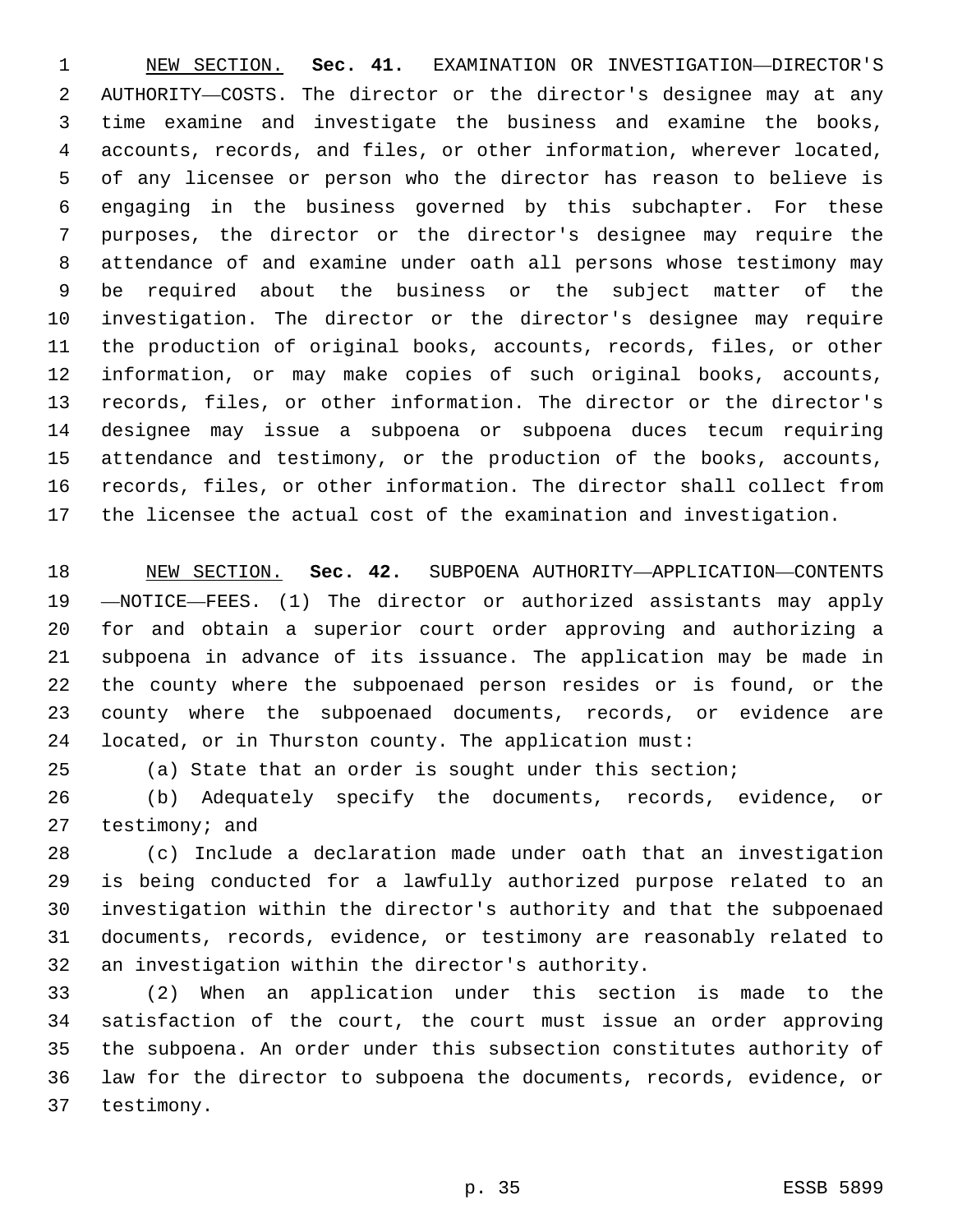NEW SECTION. **Sec. 41.** EXAMINATION OR INVESTIGATION—DIRECTOR'S AUTHORITY—COSTS. The director or the director's designee may at any time examine and investigate the business and examine the books, accounts, records, and files, or other information, wherever located, of any licensee or person who the director has reason to believe is engaging in the business governed by this subchapter. For these purposes, the director or the director's designee may require the attendance of and examine under oath all persons whose testimony may be required about the business or the subject matter of the investigation. The director or the director's designee may require the production of original books, accounts, records, files, or other information, or may make copies of such original books, accounts, records, files, or other information. The director or the director's designee may issue a subpoena or subpoena duces tecum requiring attendance and testimony, or the production of the books, accounts, records, files, or other information. The director shall collect from the licensee the actual cost of the examination and investigation.

NEW SECTION. **Sec. 42.** SUBPOENA AUTHORITY—APPLICATION—CONTENTS—NOTICE—FEES. (1) The director or authorized assistants may apply for and obtain a superior court order approving and authorizing a subpoena in advance of its issuance. The application may be made in the county where the subpoenaed person resides or is found, or the county where the subpoenaed documents, records, or evidence are located, or in Thurston county. The application must:

(a) State that an order is sought under this section;

(b) Adequately specify the documents, records, evidence, or testimony; and

(c) Include a declaration made under oath that an investigation is being conducted for a lawfully authorized purpose related to an investigation within the director's authority and that the subpoenaed documents, records, evidence, or testimony are reasonably related to an investigation within the director's authority.

(2) When an application under this section is made to the satisfaction of the court, the court must issue an order approving the subpoena. An order under this subsection constitutes authority of law for the director to subpoena the documents, records, evidence, or testimony.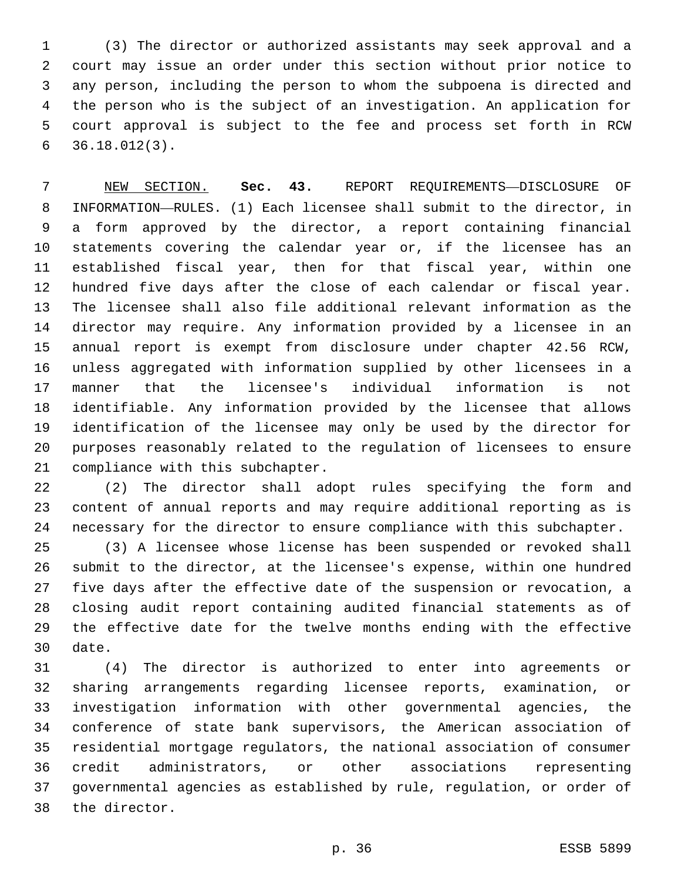(3) The director or authorized assistants may seek approval and a court may issue an order under this section without prior notice to any person, including the person to whom the subpoena is directed and the person who is the subject of an investigation. An application for court approval is subject to the fee and process set forth in RCW 36.18.012(3).

NEW SECTION. **Sec. 43.** REPORT REQUIREMENTS—DISCLOSURE OF INFORMATION—RULES. (1) Each licensee shall submit to the director, in a form approved by the director, a report containing financial statements covering the calendar year or, if the licensee has an established fiscal year, then for that fiscal year, within one hundred five days after the close of each calendar or fiscal year. The licensee shall also file additional relevant information as the director may require. Any information provided by a licensee in an annual report is exempt from disclosure under chapter 42.56 RCW, unless aggregated with information supplied by other licensees in a manner that the licensee's individual information is not identifiable. Any information provided by the licensee that allows identification of the licensee may only be used by the director for purposes reasonably related to the regulation of licensees to ensure compliance with this subchapter.

(2) The director shall adopt rules specifying the form and content of annual reports and may require additional reporting as is necessary for the director to ensure compliance with this subchapter.

(3) A licensee whose license has been suspended or revoked shall submit to the director, at the licensee's expense, within one hundred five days after the effective date of the suspension or revocation, a closing audit report containing audited financial statements as of the effective date for the twelve months ending with the effective date.

(4) The director is authorized to enter into agreements or sharing arrangements regarding licensee reports, examination, or investigation information with other governmental agencies, the conference of state bank supervisors, the American association of residential mortgage regulators, the national association of consumer credit administrators, or other associations representing governmental agencies as established by rule, regulation, or order of the director.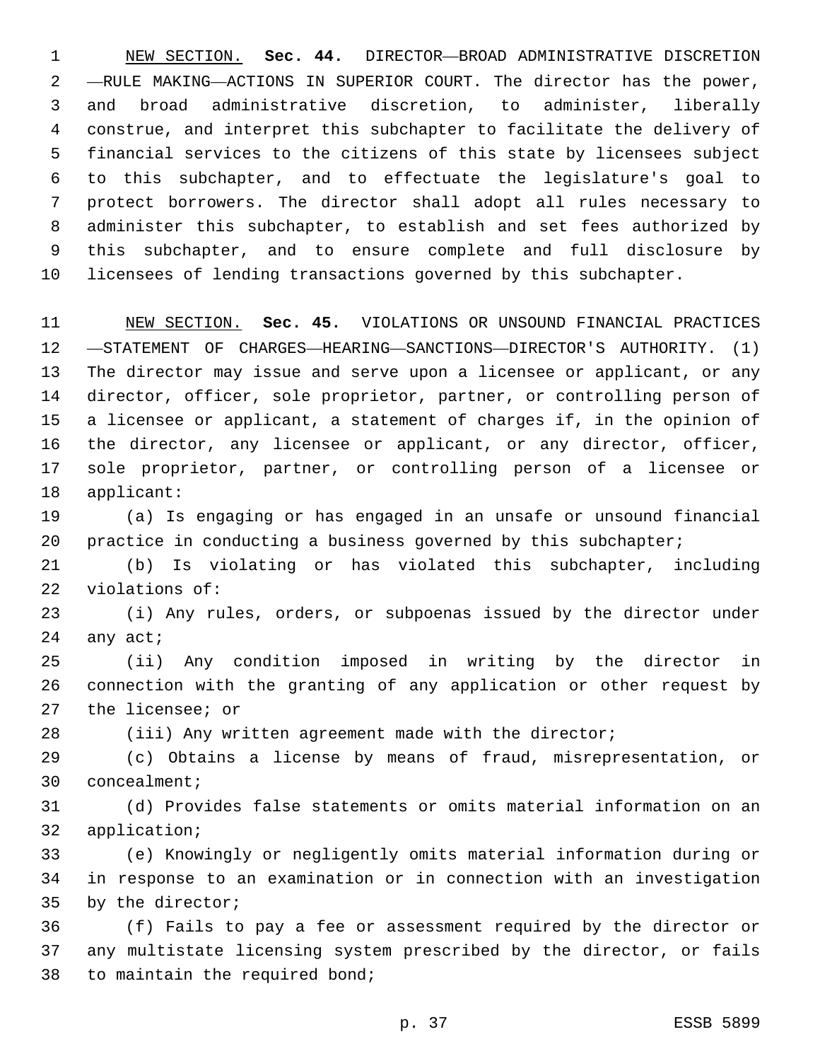NEW SECTION. **Sec. 44.** DIRECTOR—BROAD ADMINISTRATIVE DISCRETION—RULE MAKING—ACTIONS IN SUPERIOR COURT. The director has the power, and broad administrative discretion, to administer, liberally construe, and interpret this subchapter to facilitate the delivery of financial services to the citizens of this state by licensees subject to this subchapter, and to effectuate the legislature's goal to protect borrowers. The director shall adopt all rules necessary to administer this subchapter, to establish and set fees authorized by this subchapter, and to ensure complete and full disclosure by licensees of lending transactions governed by this subchapter.

NEW SECTION. **Sec. 45.** VIOLATIONS OR UNSOUND FINANCIAL PRACTICES—STATEMENT OF CHARGES—HEARING—SANCTIONS—DIRECTOR'S AUTHORITY. (1) The director may issue and serve upon a licensee or applicant, or any director, officer, sole proprietor, partner, or controlling person of a licensee or applicant, a statement of charges if, in the opinion of the director, any licensee or applicant, or any director, officer, sole proprietor, partner, or controlling person of a licensee or applicant:

(a) Is engaging or has engaged in an unsafe or unsound financial practice in conducting a business governed by this subchapter;

(b) Is violating or has violated this subchapter, including violations of:

(i) Any rules, orders, or subpoenas issued by the director under any act;

(ii) Any condition imposed in writing by the director in connection with the granting of any application or other request by the licensee; or

(iii) Any written agreement made with the director;

(c) Obtains a license by means of fraud, misrepresentation, or concealment;

(d) Provides false statements or omits material information on an application;

(e) Knowingly or negligently omits material information during or in response to an examination or in connection with an investigation by the director;

(f) Fails to pay a fee or assessment required by the director or any multistate licensing system prescribed by the director, or fails to maintain the required bond;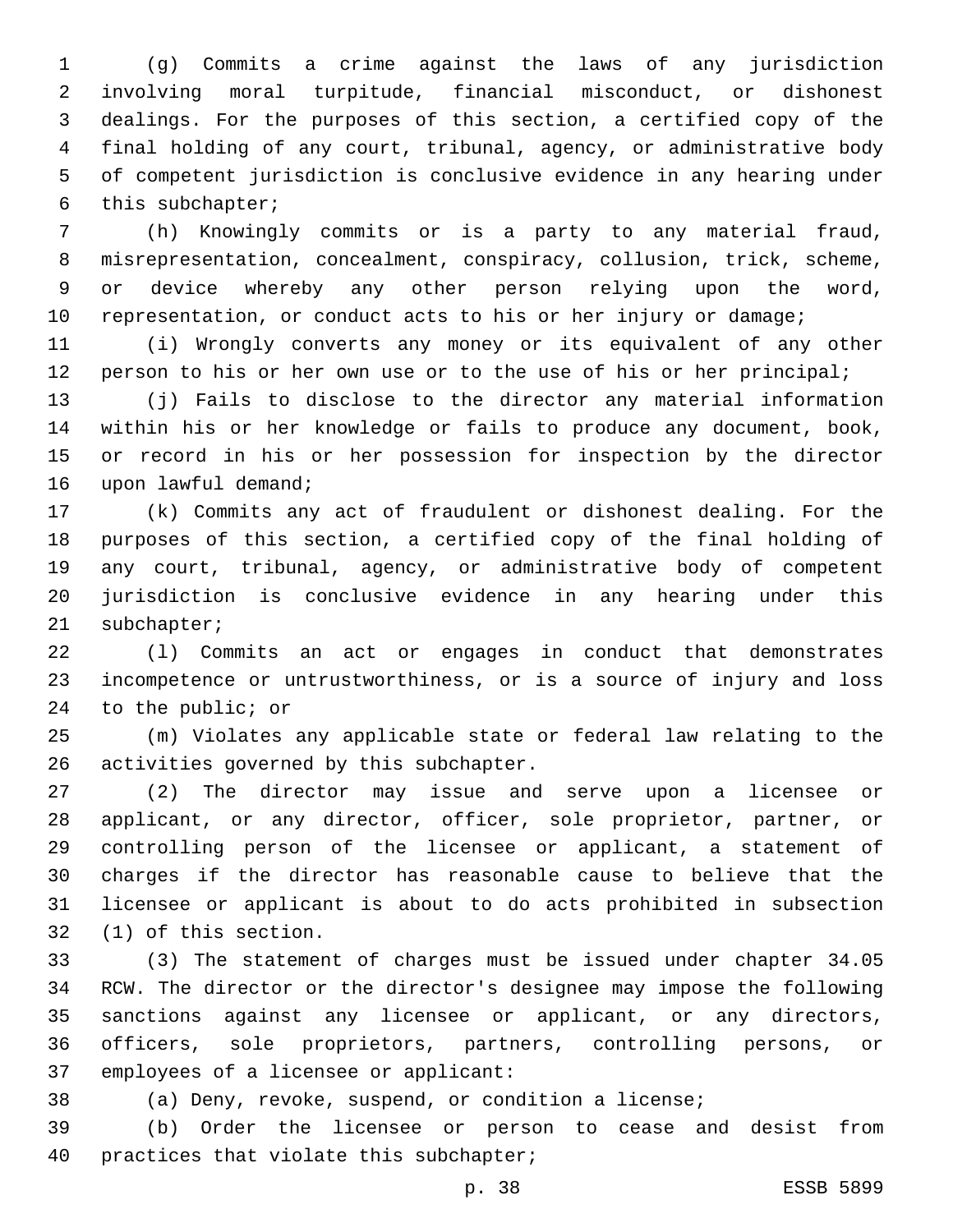(g) Commits a crime against the laws of any jurisdiction involving moral turpitude, financial misconduct, or dishonest dealings. For the purposes of this section, a certified copy of the final holding of any court, tribunal, agency, or administrative body of competent jurisdiction is conclusive evidence in any hearing under this subchapter;

(h) Knowingly commits or is a party to any material fraud, misrepresentation, concealment, conspiracy, collusion, trick, scheme, or device whereby any other person relying upon the word, representation, or conduct acts to his or her injury or damage;

(i) Wrongly converts any money or its equivalent of any other person to his or her own use or to the use of his or her principal;

(j) Fails to disclose to the director any material information within his or her knowledge or fails to produce any document, book, or record in his or her possession for inspection by the director upon lawful demand;

(k) Commits any act of fraudulent or dishonest dealing. For the purposes of this section, a certified copy of the final holding of any court, tribunal, agency, or administrative body of competent jurisdiction is conclusive evidence in any hearing under this subchapter;

(l) Commits an act or engages in conduct that demonstrates incompetence or untrustworthiness, or is a source of injury and loss to the public; or

(m) Violates any applicable state or federal law relating to the activities governed by this subchapter.

(2) The director may issue and serve upon a licensee or applicant, or any director, officer, sole proprietor, partner, or controlling person of the licensee or applicant, a statement of charges if the director has reasonable cause to believe that the licensee or applicant is about to do acts prohibited in subsection (1) of this section.

(3) The statement of charges must be issued under chapter 34.05 RCW. The director or the director's designee may impose the following sanctions against any licensee or applicant, or any directors, officers, sole proprietors, partners, controlling persons, or employees of a licensee or applicant:

(a) Deny, revoke, suspend, or condition a license;

(b) Order the licensee or person to cease and desist from practices that violate this subchapter;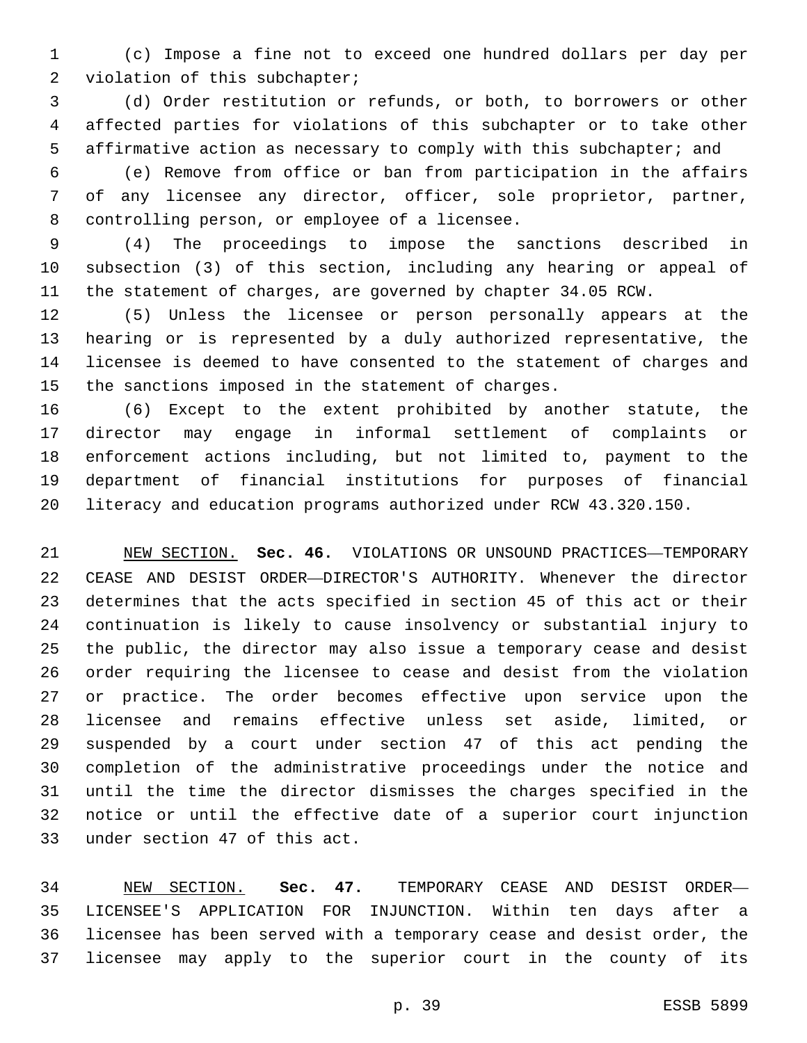(c) Impose a fine not to exceed one hundred dollars per day per violation of this subchapter;

(d) Order restitution or refunds, or both, to borrowers or other affected parties for violations of this subchapter or to take other affirmative action as necessary to comply with this subchapter; and

(e) Remove from office or ban from participation in the affairs of any licensee any director, officer, sole proprietor, partner, controlling person, or employee of a licensee.

(4) The proceedings to impose the sanctions described in subsection (3) of this section, including any hearing or appeal of the statement of charges, are governed by chapter 34.05 RCW.

(5) Unless the licensee or person personally appears at the hearing or is represented by a duly authorized representative, the licensee is deemed to have consented to the statement of charges and the sanctions imposed in the statement of charges.

(6) Except to the extent prohibited by another statute, the director may engage in informal settlement of complaints or enforcement actions including, but not limited to, payment to the department of financial institutions for purposes of financial literacy and education programs authorized under RCW 43.320.150.

NEW SECTION. **Sec. 46.** VIOLATIONS OR UNSOUND PRACTICES—TEMPORARY CEASE AND DESIST ORDER—DIRECTOR'S AUTHORITY. Whenever the director determines that the acts specified in section 45 of this act or their continuation is likely to cause insolvency or substantial injury to the public, the director may also issue a temporary cease and desist order requiring the licensee to cease and desist from the violation or practice. The order becomes effective upon service upon the licensee and remains effective unless set aside, limited, or suspended by a court under section 47 of this act pending the completion of the administrative proceedings under the notice and until the time the director dismisses the charges specified in the notice or until the effective date of a superior court injunction under section 47 of this act.

NEW SECTION. **Sec. 47.** TEMPORARY CEASE AND DESIST ORDER—LICENSEE'S APPLICATION FOR INJUNCTION. Within ten days after a licensee has been served with a temporary cease and desist order, the licensee may apply to the superior court in the county of its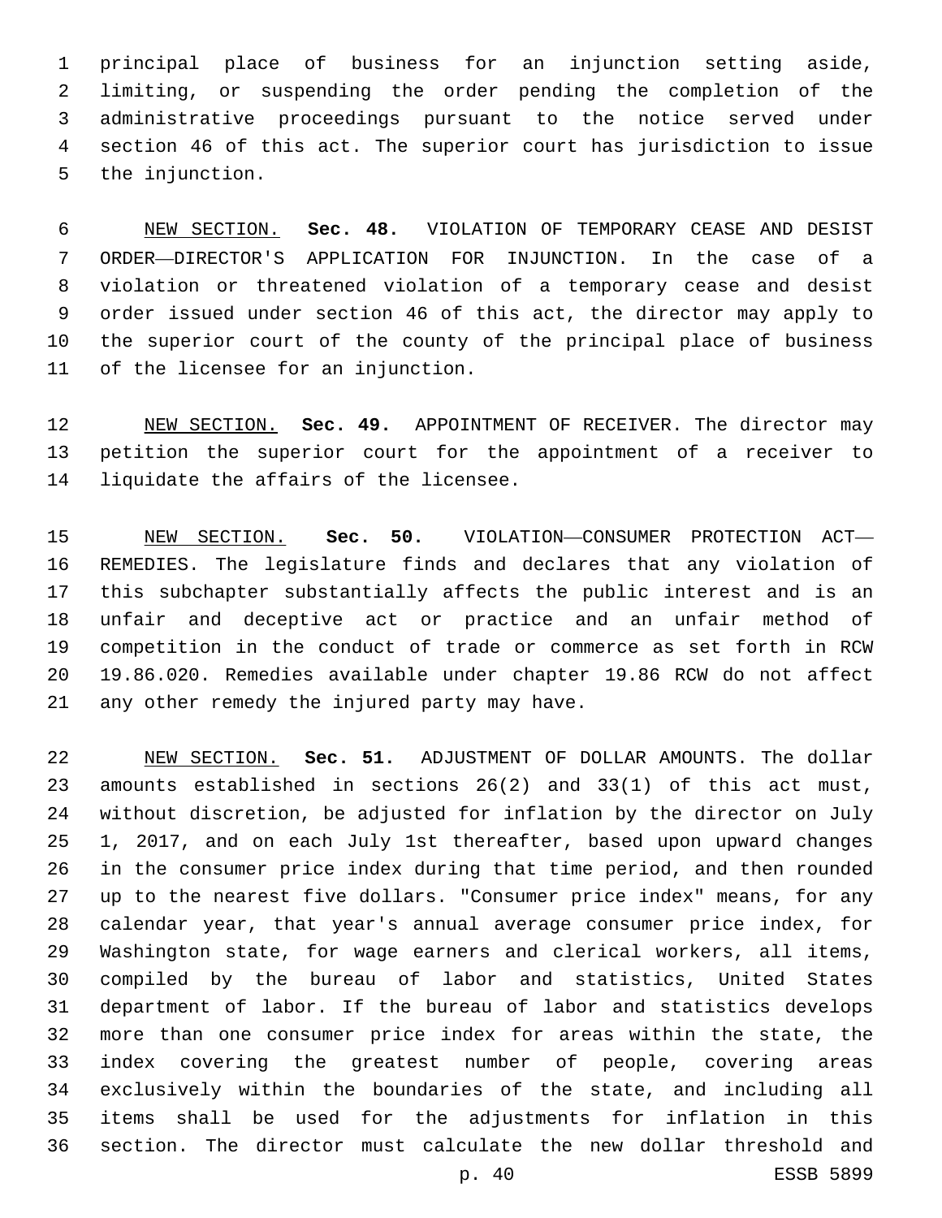principal place of business for an injunction setting aside, limiting, or suspending the order pending the completion of the administrative proceedings pursuant to the notice served under section 46 of this act. The superior court has jurisdiction to issue the injunction.

NEW SECTION. **Sec. 48.** VIOLATION OF TEMPORARY CEASE AND DESIST ORDER—DIRECTOR'S APPLICATION FOR INJUNCTION. In the case of a violation or threatened violation of a temporary cease and desist order issued under section 46 of this act, the director may apply to the superior court of the county of the principal place of business of the licensee for an injunction.

NEW SECTION. **Sec. 49.** APPOINTMENT OF RECEIVER. The director may petition the superior court for the appointment of a receiver to liquidate the affairs of the licensee.

NEW SECTION. **Sec. 50.** VIOLATION—CONSUMER PROTECTION ACT—REMEDIES. The legislature finds and declares that any violation of this subchapter substantially affects the public interest and is an unfair and deceptive act or practice and an unfair method of competition in the conduct of trade or commerce as set forth in RCW 19.86.020. Remedies available under chapter 19.86 RCW do not affect any other remedy the injured party may have.

NEW SECTION. **Sec. 51.** ADJUSTMENT OF DOLLAR AMOUNTS. The dollar amounts established in sections 26(2) and 33(1) of this act must, without discretion, be adjusted for inflation by the director on July 1, 2017, and on each July 1st thereafter, based upon upward changes in the consumer price index during that time period, and then rounded up to the nearest five dollars. "Consumer price index" means, for any calendar year, that year's annual average consumer price index, for Washington state, for wage earners and clerical workers, all items, compiled by the bureau of labor and statistics, United States department of labor. If the bureau of labor and statistics develops more than one consumer price index for areas within the state, the index covering the greatest number of people, covering areas exclusively within the boundaries of the state, and including all items shall be used for the adjustments for inflation in this section. The director must calculate the new dollar threshold and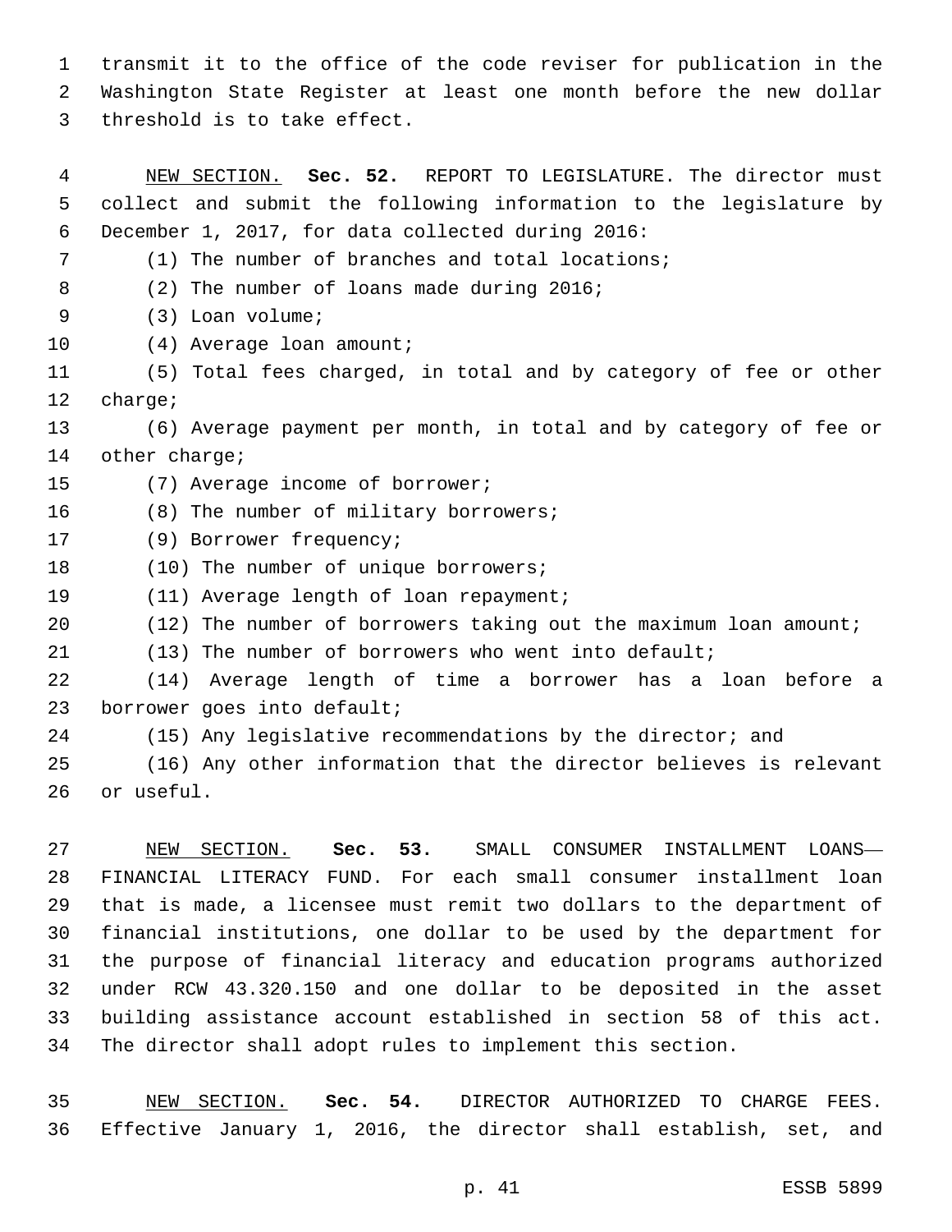transmit it to the office of the code reviser for publication in the Washington State Register at least one month before the new dollar threshold is to take effect.

NEW SECTION. **Sec. 52.** REPORT TO LEGISLATURE. The director must collect and submit the following information to the legislature by December 1, 2017, for data collected during 2016:

(1) The number of branches and total locations;

(2) The number of loans made during 2016;

(3) Loan volume;

(4) Average loan amount;

(5) Total fees charged, in total and by category of fee or other charge;

(6) Average payment per month, in total and by category of fee or other charge;

(7) Average income of borrower;

(8) The number of military borrowers;

(9) Borrower frequency;

(10) The number of unique borrowers;

(11) Average length of loan repayment;

(12) The number of borrowers taking out the maximum loan amount;

(13) The number of borrowers who went into default;

(14) Average length of time a borrower has a loan before a borrower goes into default;

(15) Any legislative recommendations by the director; and

(16) Any other information that the director believes is relevant or useful.

NEW SECTION. **Sec. 53.** SMALL CONSUMER INSTALLMENT LOANS—FINANCIAL LITERACY FUND. For each small consumer installment loan that is made, a licensee must remit two dollars to the department of financial institutions, one dollar to be used by the department for the purpose of financial literacy and education programs authorized under RCW 43.320.150 and one dollar to be deposited in the asset building assistance account established in section 58 of this act. The director shall adopt rules to implement this section.

NEW SECTION. **Sec. 54.** DIRECTOR AUTHORIZED TO CHARGE FEES. Effective January 1, 2016, the director shall establish, set, and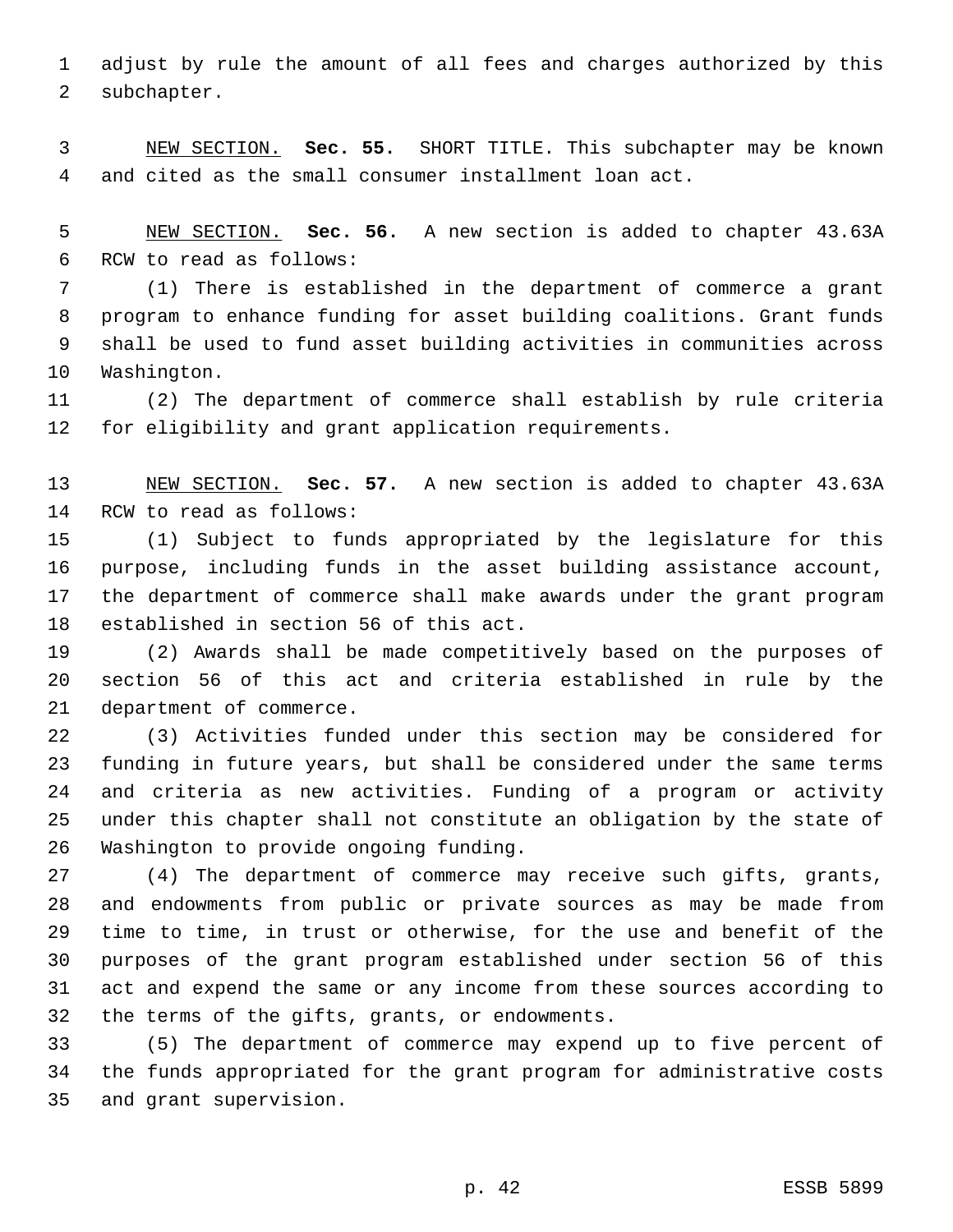adjust by rule the amount of all fees and charges authorized by this subchapter.

NEW SECTION. **Sec. 55.** SHORT TITLE. This subchapter may be known and cited as the small consumer installment loan act.

NEW SECTION. **Sec. 56.** A new section is added to chapter 43.63A RCW to read as follows:

(1) There is established in the department of commerce a grant program to enhance funding for asset building coalitions. Grant funds shall be used to fund asset building activities in communities across Washington.

(2) The department of commerce shall establish by rule criteria for eligibility and grant application requirements.

NEW SECTION. **Sec. 57.** A new section is added to chapter 43.63A RCW to read as follows:

(1) Subject to funds appropriated by the legislature for this purpose, including funds in the asset building assistance account, the department of commerce shall make awards under the grant program established in section 56 of this act.

(2) Awards shall be made competitively based on the purposes of section 56 of this act and criteria established in rule by the department of commerce.

(3) Activities funded under this section may be considered for funding in future years, but shall be considered under the same terms and criteria as new activities. Funding of a program or activity under this chapter shall not constitute an obligation by the state of Washington to provide ongoing funding.

(4) The department of commerce may receive such gifts, grants, and endowments from public or private sources as may be made from time to time, in trust or otherwise, for the use and benefit of the purposes of the grant program established under section 56 of this act and expend the same or any income from these sources according to the terms of the gifts, grants, or endowments.

(5) The department of commerce may expend up to five percent of the funds appropriated for the grant program for administrative costs and grant supervision.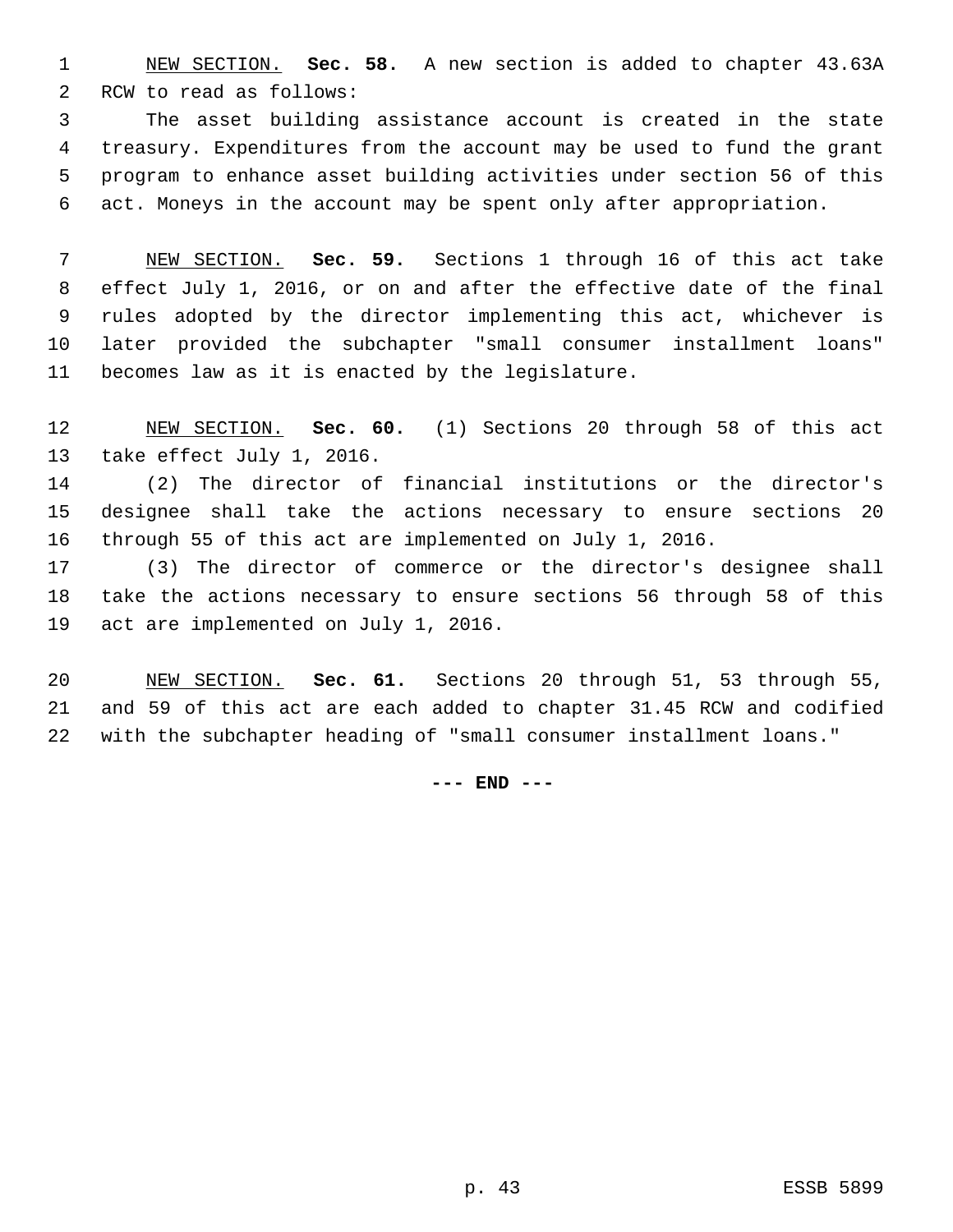NEW SECTION. **Sec. 58.** A new section is added to chapter 43.63A RCW to read as follows:

The asset building assistance account is created in the state treasury. Expenditures from the account may be used to fund the grant program to enhance asset building activities under section 56 of this act. Moneys in the account may be spent only after appropriation.

NEW SECTION. **Sec. 59.** Sections 1 through 16 of this act take effect July 1, 2016, or on and after the effective date of the final rules adopted by the director implementing this act, whichever is later provided the subchapter "small consumer installment loans" becomes law as it is enacted by the legislature.

NEW SECTION. **Sec. 60.** (1) Sections 20 through 58 of this act take effect July 1, 2016.

(2) The director of financial institutions or the director's designee shall take the actions necessary to ensure sections 20 through 55 of this act are implemented on July 1, 2016.

(3) The director of commerce or the director's designee shall take the actions necessary to ensure sections 56 through 58 of this act are implemented on July 1, 2016.

NEW SECTION. **Sec. 61.** Sections 20 through 51, 53 through 55, and 59 of this act are each added to chapter 31.45 RCW and codified with the subchapter heading of "small consumer installment loans."

**--- END ---**